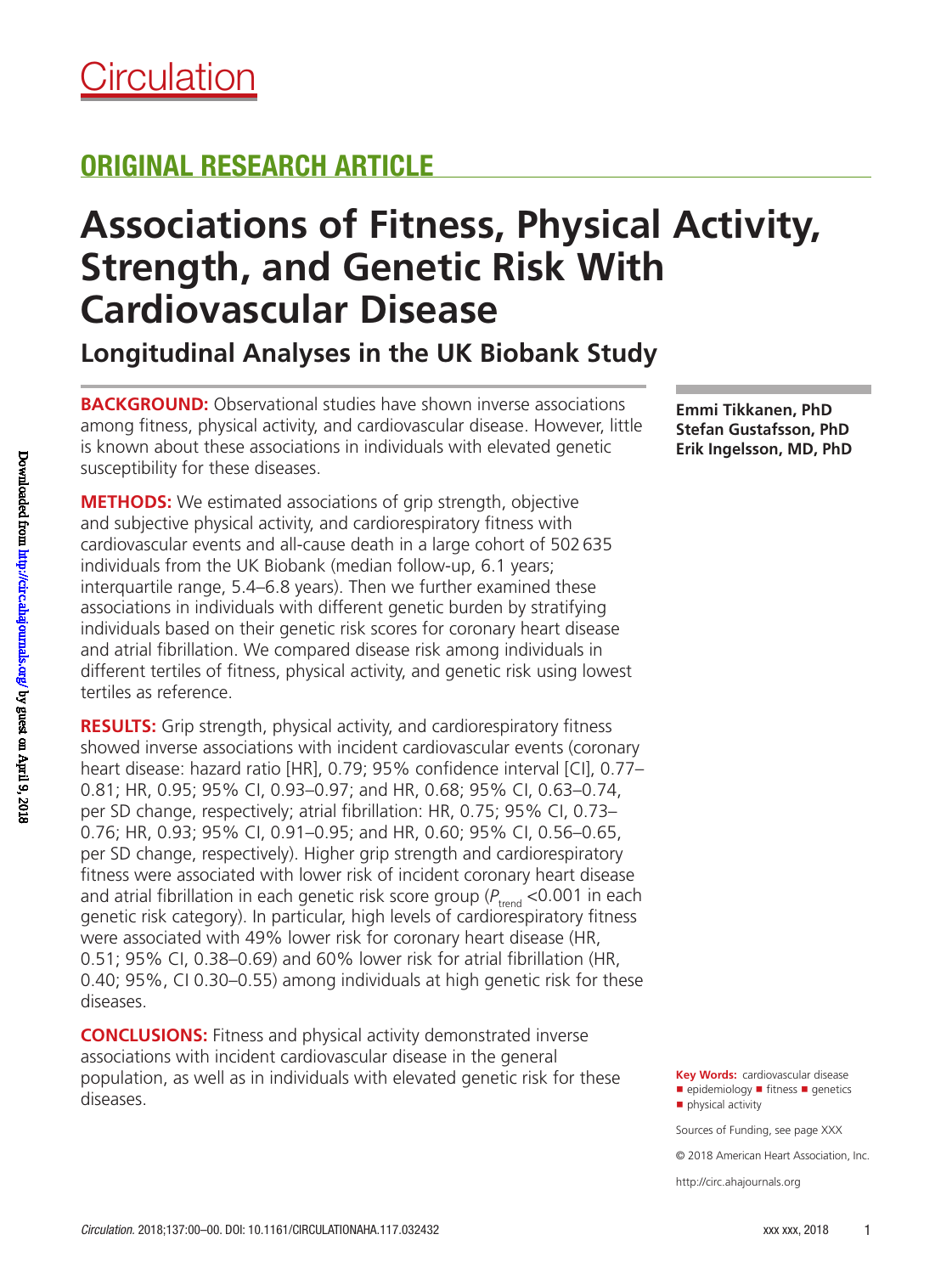# Circulation

## ORIGINAL RESEARCH ARTICLE

# Associations of Fitness, Physical Activity, Strength, and Genetic Risk With Cardiovascular Disease

## Longitudinal Analyses in the UK Biobank Study

**Emmi Tikkanen, PhD**
**Stefan Gustafsson, PhD**
**Erik Ingelsson, MD, PhD**

**BACKGROUND:** Observational studies have shown inverse associations among fitness, physical activity, and cardiovascular disease. However, little is known about these associations in individuals with elevated genetic susceptibility for these diseases.

**METHODS:** We estimated associations of grip strength, objective and subjective physical activity, and cardiorespiratory fitness with cardiovascular events and all-cause death in a large cohort of 502 635 individuals from the UK Biobank (median follow-up, 6.1 years; interquartile range, 5.4–6.8 years). Then we further examined these associations in individuals with different genetic burden by stratifying individuals based on their genetic risk scores for coronary heart disease and atrial fibrillation. We compared disease risk among individuals in different tertiles of fitness, physical activity, and genetic risk using lowest tertiles as reference.

**RESULTS:** Grip strength, physical activity, and cardiorespiratory fitness showed inverse associations with incident cardiovascular events (coronary heart disease: hazard ratio [HR], 0.79; 95% confidence interval [CI], 0.77–0.81; HR, 0.95; 95% CI, 0.93–0.97; and HR, 0.68; 95% CI, 0.63–0.74, per SD change, respectively; atrial fibrillation: HR, 0.75; 95% CI, 0.73–0.76; HR, 0.93; 95% CI, 0.91–0.95; and HR, 0.60; 95% CI, 0.56–0.65, per SD change, respectively). Higher grip strength and cardiorespiratory fitness were associated with lower risk of incident coronary heart disease and atrial fibrillation in each genetic risk score group ($P_{trend}$ <0.001 in each genetic risk category). In particular, high levels of cardiorespiratory fitness were associated with 49% lower risk for coronary heart disease (HR, 0.51; 95% CI, 0.38–0.69) and 60% lower risk for atrial fibrillation (HR, 0.40; 95%, CI 0.30–0.55) among individuals at high genetic risk for these diseases.

**CONCLUSIONS:** Fitness and physical activity demonstrated inverse associations with incident cardiovascular disease in the general population, as well as in individuals with elevated genetic risk for these diseases.

**Key Words:** cardiovascular disease ■ epidemiology ■ fitness ■ genetics ■ physical activity

Sources of Funding, see page XXX

© 2018 American Heart Association, Inc.

http://circ.ahajournals.org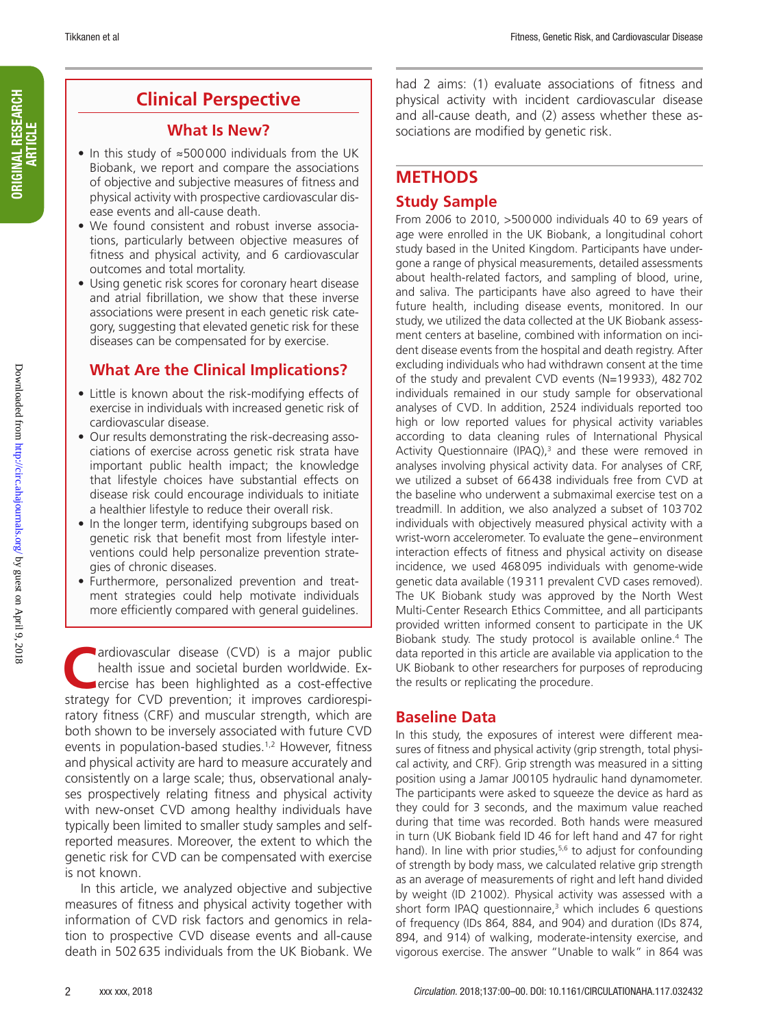## Clinical Perspective

### What Is New?

- In this study of ≈500 000 individuals from the UK Biobank, we report and compare the associations of objective and subjective measures of fitness and physical activity with prospective cardiovascular disease events and all-cause death.
- We found consistent and robust inverse associations, particularly between objective measures of fitness and physical activity, and 6 cardiovascular outcomes and total mortality.
- Using genetic risk scores for coronary heart disease and atrial fibrillation, we show that these inverse associations were present in each genetic risk category, suggesting that elevated genetic risk for these diseases can be compensated for by exercise.

### What Are the Clinical Implications?

- Little is known about the risk-modifying effects of exercise in individuals with increased genetic risk of cardiovascular disease.
- Our results demonstrating the risk-decreasing associations of exercise across genetic risk strata have important public health impact; the knowledge that lifestyle choices have substantial effects on disease risk could encourage individuals to initiate a healthier lifestyle to reduce their overall risk.
- In the longer term, identifying subgroups based on genetic risk that benefit most from lifestyle interventions could help personalize prevention strategies of chronic diseases.
- Furthermore, personalized prevention and treatment strategies could help motivate individuals more efficiently compared with general guidelines.

Cardiovascular disease (CVD) is a major public health issue and societal burden worldwide. Exercise has been highlighted as a cost-effective strategy for CVD prevention; it improves cardiorespiratory fitness (CRF) and muscular strength, which are both shown to be inversely associated with future CVD events in population-based studies.[1,2] However, fitness and physical activity are hard to measure accurately and consistently on a large scale; thus, observational analyses prospectively relating fitness and physical activity with new-onset CVD among healthy individuals have typically been limited to smaller study samples and self-reported measures. Moreover, the extent to which the genetic risk for CVD can be compensated with exercise is not known.

In this article, we analyzed objective and subjective measures of fitness and physical activity together with information of CVD risk factors and genomics in relation to prospective CVD disease events and all-cause death in 502 635 individuals from the UK Biobank. We had 2 aims: (1) evaluate associations of fitness and physical activity with incident cardiovascular disease and all-cause death, and (2) assess whether these associations are modified by genetic risk.

## METHODS

### Study Sample

From 2006 to 2010, >500 000 individuals 40 to 69 years of age were enrolled in the UK Biobank, a longitudinal cohort study based in the United Kingdom. Participants have undergone a range of physical measurements, detailed assessments about health-related factors, and sampling of blood, urine, and saliva. The participants have also agreed to have their future health, including disease events, monitored. In our study, we utilized the data collected at the UK Biobank assessment centers at baseline, combined with information on incident disease events from the hospital and death registry. After excluding individuals who had withdrawn consent at the time of the study and prevalent CVD events (N=19 933), 482 702 individuals remained in our study sample for observational analyses of CVD. In addition, 2524 individuals reported too high or low reported values for physical activity variables according to data cleaning rules of International Physical Activity Questionnaire (IPAQ),[3] and these were removed in analyses involving physical activity data. For analyses of CRF, we utilized a subset of 66 438 individuals free from CVD at the baseline who underwent a submaximal exercise test on a treadmill. In addition, we also analyzed a subset of 103 702 individuals with objectively measured physical activity with a wrist-worn accelerometer. To evaluate the gene–environment interaction effects of fitness and physical activity on disease incidence, we used 468 095 individuals with genome-wide genetic data available (19 311 prevalent CVD cases removed). The UK Biobank study was approved by the North West Multi-Center Research Ethics Committee, and all participants provided written informed consent to participate in the UK Biobank study. The study protocol is available online.[4] The data reported in this article are available via application to the UK Biobank to other researchers for purposes of reproducing the results or replicating the procedure.

### Baseline Data

In this study, the exposures of interest were different measures of fitness and physical activity (grip strength, total physical activity, and CRF). Grip strength was measured in a sitting position using a Jamar J00105 hydraulic hand dynamometer. The participants were asked to squeeze the device as hard as they could for 3 seconds, and the maximum value reached during that time was recorded. Both hands were measured in turn (UK Biobank field ID 46 for left hand and 47 for right hand). In line with prior studies,[5,6] to adjust for confounding of strength by body mass, we calculated relative grip strength as an average of measurements of right and left hand divided by weight (ID 21002). Physical activity was assessed with a short form IPAQ questionnaire,[3] which includes 6 questions of frequency (IDs 864, 884, and 904) and duration (IDs 874, 894, and 914) of walking, moderate-intensity exercise, and vigorous exercise. The answer "Unable to walk" in 864 was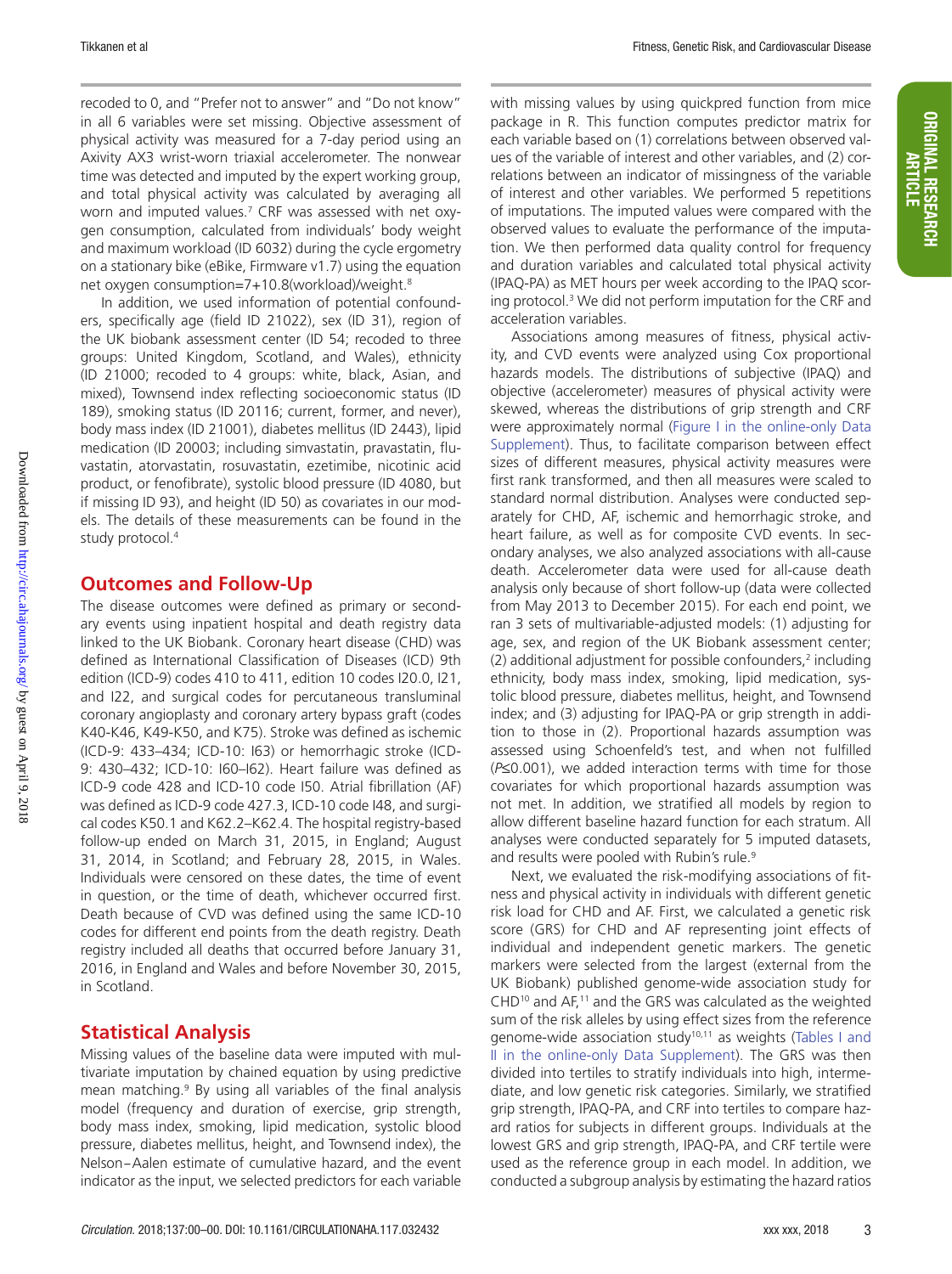recoded to 0, and "Prefer not to answer" and "Do not know" in all 6 variables were set missing. Objective assessment of physical activity was measured for a 7-day period using an Axivity AX3 wrist-worn triaxial accelerometer. The nonwear time was detected and imputed by the expert working group, and total physical activity was calculated by averaging all worn and imputed values.[7] CRF was assessed with net oxygen consumption, calculated from individuals' body weight and maximum workload (ID 6032) during the cycle ergometry on a stationary bike (eBike, Firmware v1.7) using the equation net oxygen consumption=7+10.8(workload)/weight.[8]

In addition, we used information of potential confounders, specifically age (field ID 21022), sex (ID 31), region of the UK biobank assessment center (ID 54; recoded to three groups: United Kingdom, Scotland, and Wales), ethnicity (ID 21000; recoded to 4 groups: white, black, Asian, and mixed), Townsend index reflecting socioeconomic status (ID 189), smoking status (ID 20116; current, former, and never), body mass index (ID 21001), diabetes mellitus (ID 2443), lipid medication (ID 20003; including simvastatin, pravastatin, fluvastatin, atorvastatin, rosuvastatin, ezetimibe, nicotinic acid product, or fenofibrate), systolic blood pressure (ID 4080, but if missing ID 93), and height (ID 50) as covariates in our models. The details of these measurements can be found in the study protocol.[4]

## Outcomes and Follow-Up

The disease outcomes were defined as primary or secondary events using inpatient hospital and death registry data linked to the UK Biobank. Coronary heart disease (CHD) was defined as International Classification of Diseases (ICD) 9th edition (ICD-9) codes 410 to 411, edition 10 codes I20.0, I21, and I22, and surgical codes for percutaneous transluminal coronary angioplasty and coronary artery bypass graft (codes K40-K46, K49-K50, and K75). Stroke was defined as ischemic (ICD-9: 433–434; ICD-10: I63) or hemorrhagic stroke (ICD-9: 430–432; ICD-10: I60–I62). Heart failure was defined as ICD-9 code 428 and ICD-10 code I50. Atrial fibrillation (AF) was defined as ICD-9 code 427.3, ICD-10 code I48, and surgical codes K50.1 and K62.2–K62.4. The hospital registry-based follow-up ended on March 31, 2015, in England; August 31, 2014, in Scotland; and February 28, 2015, in Wales. Individuals were censored on these dates, the time of event in question, or the time of death, whichever occurred first. Death because of CVD was defined using the same ICD-10 codes for different end points from the death registry. Death registry included all deaths that occurred before January 31, 2016, in England and Wales and before November 30, 2015, in Scotland.

## Statistical Analysis

Missing values of the baseline data were imputed with multivariate imputation by chained equation by using predictive mean matching.[9] By using all variables of the final analysis model (frequency and duration of exercise, grip strength, body mass index, smoking, lipid medication, systolic blood pressure, diabetes mellitus, height, and Townsend index), the Nelson–Aalen estimate of cumulative hazard, and the event indicator as the input, we selected predictors for each variable with missing values by using quickpred function from mice package in R. This function computes predictor matrix for each variable based on (1) correlations between observed values of the variable of interest and other variables, and (2) correlations between an indicator of missingness of the variable of interest and other variables. We performed 5 repetitions of imputations. The imputed values were compared with the observed values to evaluate the performance of the imputation. We then performed data quality control for frequency and duration variables and calculated total physical activity (IPAQ-PA) as MET hours per week according to the IPAQ scoring protocol.[3] We did not perform imputation for the CRF and acceleration variables.

Associations among measures of fitness, physical activity, and CVD events were analyzed using Cox proportional hazards models. The distributions of subjective (IPAQ) and objective (accelerometer) measures of physical activity were skewed, whereas the distributions of grip strength and CRF were approximately normal (Figure I in the online-only Data Supplement). Thus, to facilitate comparison between effect sizes of different measures, physical activity measures were first rank transformed, and then all measures were scaled to standard normal distribution. Analyses were conducted separately for CHD, AF, ischemic and hemorrhagic stroke, and heart failure, as well as for composite CVD events. In secondary analyses, we also analyzed associations with all-cause death. Accelerometer data were used for all-cause death analysis only because of short follow-up (data were collected from May 2013 to December 2015). For each end point, we ran 3 sets of multivariable-adjusted models: (1) adjusting for age, sex, and region of the UK Biobank assessment center; (2) additional adjustment for possible confounders,[2] including ethnicity, body mass index, smoking, lipid medication, systolic blood pressure, diabetes mellitus, height, and Townsend index; and (3) adjusting for IPAQ-PA or grip strength in addition to those in (2). Proportional hazards assumption was assessed using Schoenfeld's test, and when not fulfilled ($P\leq0.001$), we added interaction terms with time for those covariates for which proportional hazards assumption was not met. In addition, we stratified all models by region to allow different baseline hazard function for each stratum. All analyses were conducted separately for 5 imputed datasets, and results were pooled with Rubin's rule.[9]

Next, we evaluated the risk-modifying associations of fitness and physical activity in individuals with different genetic risk load for CHD and AF. First, we calculated a genetic risk score (GRS) for CHD and AF representing joint effects of individual and independent genetic markers. The genetic markers were selected from the largest (external from the UK Biobank) published genome-wide association study for CHD[10] and AF,[11] and the GRS was calculated as the weighted sum of the risk alleles by using effect sizes from the reference genome-wide association study[10,11] as weights (Tables I and II in the online-only Data Supplement). The GRS was then divided into tertiles to stratify individuals into high, intermediate, and low genetic risk categories. Similarly, we stratified grip strength, IPAQ-PA, and CRF into tertiles to compare hazard ratios for subjects in different groups. Individuals at the lowest GRS and grip strength, IPAQ-PA, and CRF tertile were used as the reference group in each model. In addition, we conducted a subgroup analysis by estimating the hazard ratios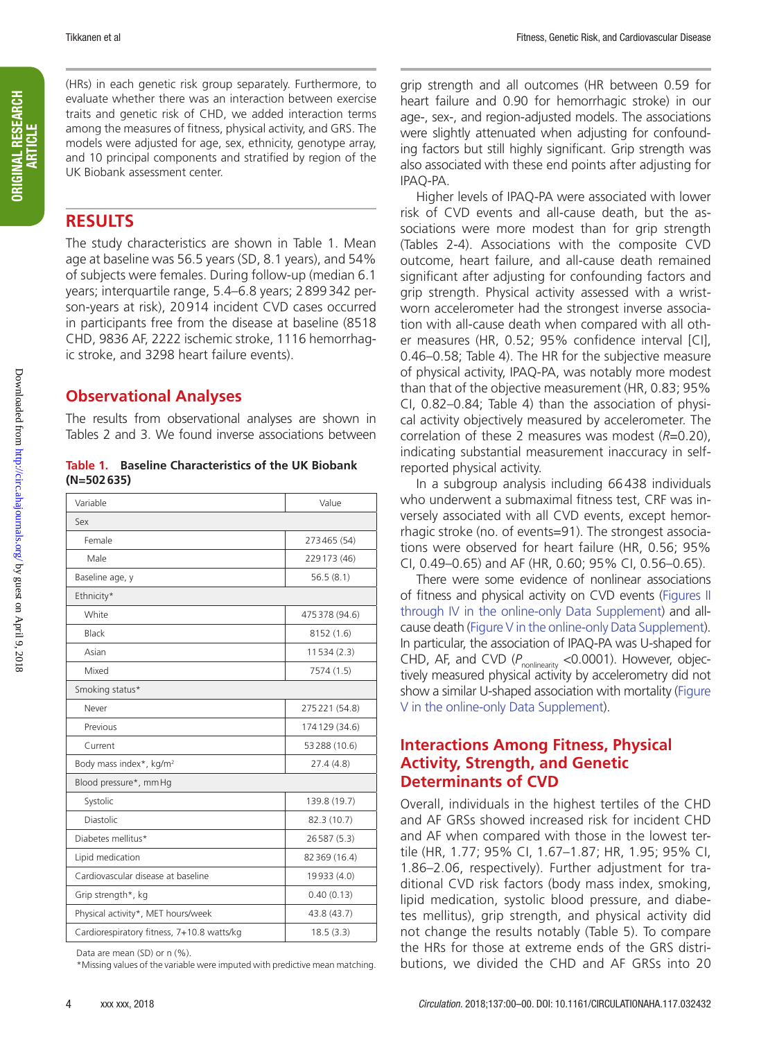(HRs) in each genetic risk group separately. Furthermore, to evaluate whether there was an interaction between exercise traits and genetic risk of CHD, we added interaction terms among the measures of fitness, physical activity, and GRS. The models were adjusted for age, sex, ethnicity, genotype array, and 10 principal components and stratified by region of the UK Biobank assessment center.

## RESULTS

The study characteristics are shown in Table 1. Mean age at baseline was 56.5 years (SD, 8.1 years), and 54% of subjects were females. During follow-up (median 6.1 years; interquartile range, 5.4–6.8 years; 2 899 342 person-years at risk), 20 914 incident CVD cases occurred in participants free from the disease at baseline (8518 CHD, 9836 AF, 2222 ischemic stroke, 1116 hemorrhagic stroke, and 3298 heart failure events).

### Observational Analyses

The results from observational analyses are shown in Tables 2 and 3. We found inverse associations between grip strength and all outcomes (HR between 0.59 for heart failure and 0.90 for hemorrhagic stroke) in our age-, sex-, and region-adjusted models. The associations were slightly attenuated when adjusting for confounding factors but still highly significant. Grip strength was also associated with these end points after adjusting for IPAQ-PA.

**Table 1. Baseline Characteristics of the UK Biobank (N=502 635)**

| Variable | Value |
|---|---|
| Sex | |
| Female | 273 465 (54) |
| Male | 229 173 (46) |
| Baseline age, y | 56.5 (8.1) |
| Ethnicity* | |
| White | 475 378 (94.6) |
| Black | 8152 (1.6) |
| Asian | 11 534 (2.3) |
| Mixed | 7574 (1.5) |
| Smoking status* | |
| Never | 275 221 (54.8) |
| Previous | 174 129 (34.6) |
| Current | 53 288 (10.6) |
| Body mass index*, kg/m² | 27.4 (4.8) |
| Blood pressure*, mm Hg | |
| Systolic | 139.8 (19.7) |
| Diastolic | 82.3 (10.7) |
| Diabetes mellitus* | 26 587 (5.3) |
| Lipid medication | 82 369 (16.4) |
| Cardiovascular disease at baseline | 19 933 (4.0) |
| Grip strength*, kg | 0.40 (0.13) |
| Physical activity*, MET hours/week | 43.8 (43.7) |
| Cardiorespiratory fitness, 7+10.8 watts/kg | 18.5 (3.3) |

Data are mean (SD) or n (%).

*Missing values of the variable were imputed with predictive mean matching.

Higher levels of IPAQ-PA were associated with lower risk of CVD events and all-cause death, but the associations were more modest than for grip strength (Tables 2-4). Associations with the composite CVD outcome, heart failure, and all-cause death remained significant after adjusting for confounding factors and grip strength. Physical activity assessed with a wrist-worn accelerometer had the strongest inverse association with all-cause death when compared with all other measures (HR, 0.52; 95% confidence interval [CI], 0.46–0.58; Table 4). The HR for the subjective measure of physical activity, IPAQ-PA, was notably more modest than that of the objective measurement (HR, 0.83; 95% CI, 0.82–0.84; Table 4) than the association of physical activity objectively measured by accelerometer. The correlation of these 2 measures was modest (*R*=0.20), indicating substantial measurement inaccuracy in self-reported physical activity.

In a subgroup analysis including 66 438 individuals who underwent a submaximal fitness test, CRF was inversely associated with all CVD events, except hemorrhagic stroke (no. of events=91). The strongest associations were observed for heart failure (HR, 0.56; 95% CI, 0.49–0.65) and AF (HR, 0.60; 95% CI, 0.56–0.65).

There were some evidence of nonlinear associations of fitness and physical activity on CVD events (Figures II through IV in the online-only Data Supplement) and all-cause death (Figure V in the online-only Data Supplement). In particular, the association of IPAQ-PA was U-shaped for CHD, AF, and CVD ($P_{nonlinearity}$ <0.0001). However, objectively measured physical activity by accelerometry did not show a similar U-shaped association with mortality (Figure V in the online-only Data Supplement).

### Interactions Among Fitness, Physical Activity, Strength, and Genetic Determinants of CVD

Overall, individuals in the highest tertiles of the CHD and AF GRSs showed increased risk for incident CHD and AF when compared with those in the lowest tertile (HR, 1.77; 95% CI, 1.67–1.87; HR, 1.95; 95% CI, 1.86–2.06, respectively). Further adjustment for traditional CVD risk factors (body mass index, smoking, lipid medication, systolic blood pressure, and diabetes mellitus), grip strength, and physical activity did not change the results notably (Table 5). To compare the HRs for those at extreme ends of the GRS distributions, we divided the CHD and AF GRSs into 20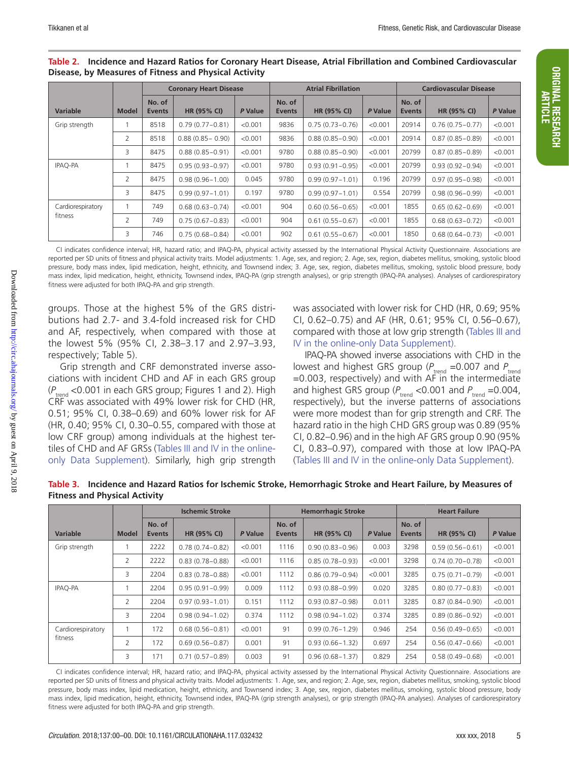**Table 2. Incidence and Hazard Ratios for Coronary Heart Disease, Atrial Fibrillation and Combined Cardiovascular Disease, by Measures of Fitness and Physical Activity**

| | | Coronary Heart Disease | | | Atrial Fibrillation | | | Cardiovascular Disease | | |
|---|---|---|---|---|---|---|---|---|---|---|
| Variable | Model | No. of Events | HR (95% CI) | *P* Value | No. of Events | HR (95% CI) | *P* Value | No. of Events | HR (95% CI) | *P* Value |
| Grip strength | 1 | 8518 | 0.79 (0.77–0.81) | <0.001 | 9836 | 0.75 (0.73–0.76) | <0.001 | 20914 | 0.76 (0.75–0.77) | <0.001 |
| | 2 | 8518 | 0.88 (0.85– 0.90) | <0.001 | 9836 | 0.88 (0.85–0.90) | <0.001 | 20914 | 0.87 (0.85–0.89) | <0.001 |
| | 3 | 8475 | 0.88 (0.85–0.91) | <0.001 | 9780 | 0.88 (0.85–0.90) | <0.001 | 20799 | 0.87 (0.85–0.89) | <0.001 |
| IPAQ-PA | 1 | 8475 | 0.95 (0.93–0.97) | <0.001 | 9780 | 0.93 (0.91–0.95) | <0.001 | 20799 | 0.93 (0.92–0.94) | <0.001 |
| | 2 | 8475 | 0.98 (0.96–1.00) | 0.045 | 9780 | 0.99 (0.97–1.01) | 0.196 | 20799 | 0.97 (0.95–0.98) | <0.001 |
| | 3 | 8475 | 0.99 (0.97–1.01) | 0.197 | 9780 | 0.99 (0.97–1.01) | 0.554 | 20799 | 0.98 (0.96–0.99) | <0.001 |
| Cardiorespiratory fitness | 1 | 749 | 0.68 (0.63–0.74) | <0.001 | 904 | 0.60 (0.56–0.65) | <0.001 | 1855 | 0.65 (0.62–0.69) | <0.001 |
| | 2 | 749 | 0.75 (0.67–0.83) | <0.001 | 904 | 0.61 (0.55–0.67) | <0.001 | 1855 | 0.68 (0.63–0.72) | <0.001 |
| | 3 | 746 | 0.75 (0.68–0.84) | <0.001 | 902 | 0.61 (0.55–0.67) | <0.001 | 1850 | 0.68 (0.64–0.73) | <0.001 |

CI indicates confidence interval; HR, hazard ratio; and IPAQ-PA, physical activity assessed by the International Physical Activity Questionnaire. Associations are reported per SD units of fitness and physical activity traits. Model adjustments: 1. Age, sex, and region; 2. Age, sex, region, diabetes mellitus, smoking, systolic blood pressure, body mass index, lipid medication, height, ethnicity, and Townsend index; 3. Age, sex, region, diabetes mellitus, smoking, systolic blood pressure, body mass index, lipid medication, height, ethnicity, Townsend index, IPAQ-PA (grip strength analyses), or grip strength (IPAQ-PA analyses). Analyses of cardiorespiratory fitness were adjusted for both IPAQ-PA and grip strength.

groups. Those at the highest 5% of the GRS distributions had 2.7- and 3.4-fold increased risk for CHD and AF, respectively, when compared with those at the lowest 5% (95% CI, 2.38–3.17 and 2.97–3.93, respectively; Table 5).

Grip strength and CRF demonstrated inverse associations with incident CHD and AF in each GRS group ($P_{trend}$ <0.001 in each GRS group; Figures 1 and 2). High CRF was associated with 49% lower risk for CHD (HR, 0.51; 95% CI, 0.38–0.69) and 60% lower risk for AF (HR, 0.40; 95% CI, 0.30–0.55, compared with those at low CRF group) among individuals at the highest tertiles of CHD and AF GRSs (Tables III and IV in the online-only Data Supplement). Similarly, high grip strength was associated with lower risk for CHD (HR, 0.69; 95% CI, 0.62–0.75) and AF (HR, 0.61; 95% CI, 0.56–0.67), compared with those at low grip strength (Tables III and IV in the online-only Data Supplement).

IPAQ-PA showed inverse associations with CHD in the lowest and highest GRS group ($P_{trend}$ =0.007 and $P_{trend}$ =0.003, respectively) and with AF in the intermediate and highest GRS group ($P_{trend}$ <0.001 and $P_{trend}$ =0.004, respectively), but the inverse patterns of associations were more modest than for grip strength and CRF. The hazard ratio in the high CHD GRS group was 0.89 (95% CI, 0.82–0.96) and in the high AF GRS group 0.90 (95% CI, 0.83–0.97), compared with those at low IPAQ-PA (Tables III and IV in the online-only Data Supplement).

**Table 3. Incidence and Hazard Ratios for Ischemic Stroke, Hemorrhagic Stroke and Heart Failure, by Measures of Fitness and Physical Activity**

| | | Ischemic Stroke | | | Hemorrhagic Stroke | | | Heart Failure | | |
|---|---|---|---|---|---|---|---|---|---|---|
| Variable | Model | No. of Events | HR (95% CI) | *P* Value | No. of Events | HR (95% CI) | *P* Value | No. of Events | HR (95% CI) | *P* Value |
| Grip strength | 1 | 2222 | 0.78 (0.74–0.82) | <0.001 | 1116 | 0.90 (0.83–0.96) | 0.003 | 3298 | 0.59 (0.56–0.61) | <0.001 |
| | 2 | 2222 | 0.83 (0.78–0.88) | <0.001 | 1116 | 0.85 (0.78–0.93) | <0.001 | 3298 | 0.74 (0.70–0.78) | <0.001 |
| | 3 | 2204 | 0.83 (0.78–0.88) | <0.001 | 1112 | 0.86 (0.79–0.94) | <0.001 | 3285 | 0.75 (0.71–0.79) | <0.001 |
| IPAQ-PA | 1 | 2204 | 0.95 (0.91–0.99) | 0.009 | 1112 | 0.93 (0.88–0.99) | 0.020 | 3285 | 0.80 (0.77–0.83) | <0.001 |
| | 2 | 2204 | 0.97 (0.93–1.01) | 0.151 | 1112 | 0.93 (0.87–0.98) | 0.011 | 3285 | 0.87 (0.84–0.90) | <0.001 |
| | 3 | 2204 | 0.98 (0.94–1.02) | 0.374 | 1112 | 0.98 (0.94–1.02) | 0.374 | 3285 | 0.89 (0.86–0.92) | <0.001 |
| Cardiorespiratory fitness | 1 | 172 | 0.68 (0.56–0.81) | <0.001 | 91 | 0.99 (0.76–1.29) | 0.946 | 254 | 0.56 (0.49–0.65) | <0.001 |
| | 2 | 172 | 0.69 (0.56–0.87) | 0.001 | 91 | 0.93 (0.66–1.32) | 0.697 | 254 | 0.56 (0.47–0.66) | <0.001 |
| | 3 | 171 | 0.71 (0.57–0.89) | 0.003 | 91 | 0.96 (0.68–1.37) | 0.829 | 254 | 0.58 (0.49–0.68) | <0.001 |

CI indicates confidence interval; HR, hazard ratio; and IPAQ-PA, physical activity assessed by the International Physical Activity Questionnaire. Associations are reported per SD units of fitness and physical activity traits. Model adjustments: 1. Age, sex, and region; 2. Age, sex, region, diabetes mellitus, smoking, systolic blood pressure, body mass index, lipid medication, height, ethnicity, and Townsend index; 3. Age, sex, region, diabetes mellitus, smoking, systolic blood pressure, body mass index, lipid medication, height, ethnicity, Townsend index, IPAQ-PA (grip strength analyses), or grip strength (IPAQ-PA analyses). Analyses of cardiorespiratory fitness were adjusted for both IPAQ-PA and grip strength.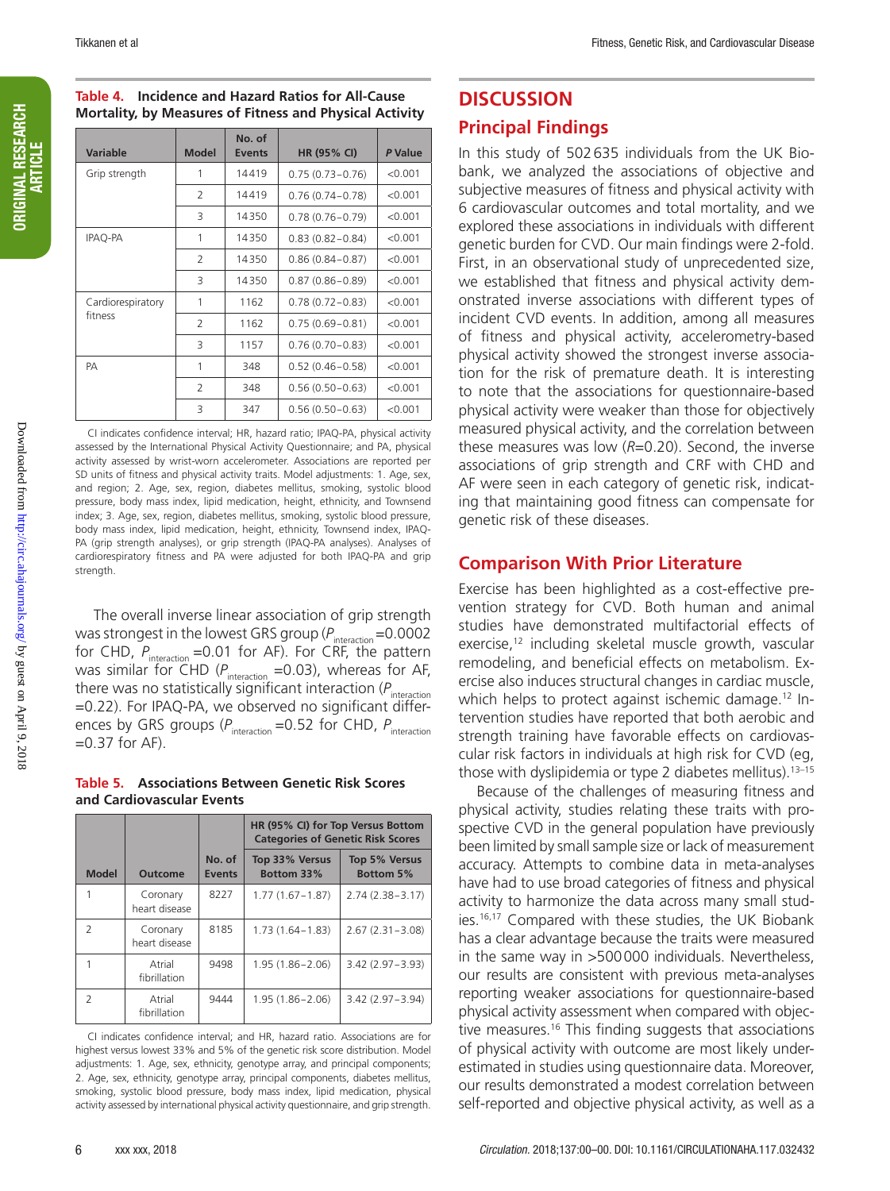**Table 4. Incidence and Hazard Ratios for All-Cause Mortality, by Measures of Fitness and Physical Activity**

| Variable | Model | No. of Events | HR (95% CI) | P Value |
|---|---|---|---|---|
| Grip strength | 1 | 14419 | 0.75 (0.73–0.76) | <0.001 |
| | 2 | 14419 | 0.76 (0.74–0.78) | <0.001 |
| | 3 | 14350 | 0.78 (0.76–0.79) | <0.001 |
| IPAQ-PA | 1 | 14350 | 0.83 (0.82–0.84) | <0.001 |
| | 2 | 14350 | 0.86 (0.84–0.87) | <0.001 |
| | 3 | 14350 | 0.87 (0.86–0.89) | <0.001 |
| Cardiorespiratory fitness | 1 | 1162 | 0.78 (0.72–0.83) | <0.001 |
| | 2 | 1162 | 0.75 (0.69–0.81) | <0.001 |
| | 3 | 1157 | 0.76 (0.70–0.83) | <0.001 |
| PA | 1 | 348 | 0.52 (0.46–0.58) | <0.001 |
| | 2 | 348 | 0.56 (0.50–0.63) | <0.001 |
| | 3 | 347 | 0.56 (0.50–0.63) | <0.001 |

CI indicates confidence interval; HR, hazard ratio; IPAQ-PA, physical activity assessed by the International Physical Activity Questionnaire; and PA, physical activity assessed by wrist-worn accelerometer. Associations are reported per SD units of fitness and physical activity traits. Model adjustments: 1. Age, sex, and region; 2. Age, sex, region, diabetes mellitus, smoking, systolic blood pressure, body mass index, lipid medication, height, ethnicity, and Townsend index; 3. Age, sex, region, diabetes mellitus, smoking, systolic blood pressure, body mass index, lipid medication, height, ethnicity, Townsend index, IPAQ-PA (grip strength analyses), or grip strength (IPAQ-PA analyses). Analyses of cardiorespiratory fitness and PA were adjusted for both IPAQ-PA and grip strength.

The overall inverse linear association of grip strength was strongest in the lowest GRS group ($P_{interaction}$=0.0002 for CHD, $P_{interaction}$=0.01 for AF). For CRF, the pattern was similar for CHD ($P_{interaction}$=0.03), whereas for AF, there was no statistically significant interaction ($P_{interaction}$=0.22). For IPAQ-PA, we observed no significant differences by GRS groups ($P_{interaction}$=0.52 for CHD, $P_{interaction}$=0.37 for AF).

**Table 5. Associations Between Genetic Risk Scores and Cardiovascular Events**

| Model | Outcome | No. of Events | HR (95% CI) for Top Versus Bottom Categories of Genetic Risk Scores | |
|---|---|---|---|---|
| | | | Top 33% Versus Bottom 33% | Top 5% Versus Bottom 5% |
| 1 | Coronary heart disease | 8227 | 1.77 (1.67–1.87) | 2.74 (2.38–3.17) |
| 2 | Coronary heart disease | 8185 | 1.73 (1.64–1.83) | 2.67 (2.31–3.08) |
| 1 | Atrial fibrillation | 9498 | 1.95 (1.86–2.06) | 3.42 (2.97–3.93) |
| 2 | Atrial fibrillation | 9444 | 1.95 (1.86–2.06) | 3.42 (2.97–3.94) |

CI indicates confidence interval; and HR, hazard ratio. Associations are for highest versus lowest 33% and 5% of the genetic risk score distribution. Model adjustments: 1. Age, sex, ethnicity, genotype array, and principal components; 2. Age, sex, ethnicity, genotype array, principal components, diabetes mellitus, smoking, systolic blood pressure, body mass index, lipid medication, physical activity assessed by international physical activity questionnaire, and grip strength.

# DISCUSSION

## Principal Findings

In this study of 502635 individuals from the UK Biobank, we analyzed the associations of objective and subjective measures of fitness and physical activity with 6 cardiovascular outcomes and total mortality, and we explored these associations in individuals with different genetic burden for CVD. Our main findings were 2-fold. First, in an observational study of unprecedented size, we established that fitness and physical activity demonstrated inverse associations with different types of incident CVD events. In addition, among all measures of fitness and physical activity, accelerometry-based physical activity showed the strongest inverse association for the risk of premature death. It is interesting to note that the associations for questionnaire-based physical activity were weaker than those for objectively measured physical activity, and the correlation between these measures was low (*R*=0.20). Second, the inverse associations of grip strength and CRF with CHD and AF were seen in each category of genetic risk, indicating that maintaining good fitness can compensate for genetic risk of these diseases.

## Comparison With Prior Literature

Exercise has been highlighted as a cost-effective prevention strategy for CVD. Both human and animal studies have demonstrated multifactorial effects of exercise,[12] including skeletal muscle growth, vascular remodeling, and beneficial effects on metabolism. Exercise also induces structural changes in cardiac muscle, which helps to protect against ischemic damage.[12] Intervention studies have reported that both aerobic and strength training have favorable effects on cardiovascular risk factors in individuals at high risk for CVD (eg, those with dyslipidemia or type 2 diabetes mellitus).[13–15]

Because of the challenges of measuring fitness and physical activity, studies relating these traits with prospective CVD in the general population have previously been limited by small sample size or lack of measurement accuracy. Attempts to combine data in meta-analyses have had to use broad categories of fitness and physical activity to harmonize the data across many small studies.[16,17] Compared with these studies, the UK Biobank has a clear advantage because the traits were measured in the same way in >500000 individuals. Nevertheless, our results are consistent with previous meta-analyses reporting weaker associations for questionnaire-based physical activity assessment when compared with objective measures.[16] This finding suggests that associations of physical activity with outcome are most likely underestimated in studies using questionnaire data. Moreover, our results demonstrated a modest correlation between self-reported and objective physical activity, as well as a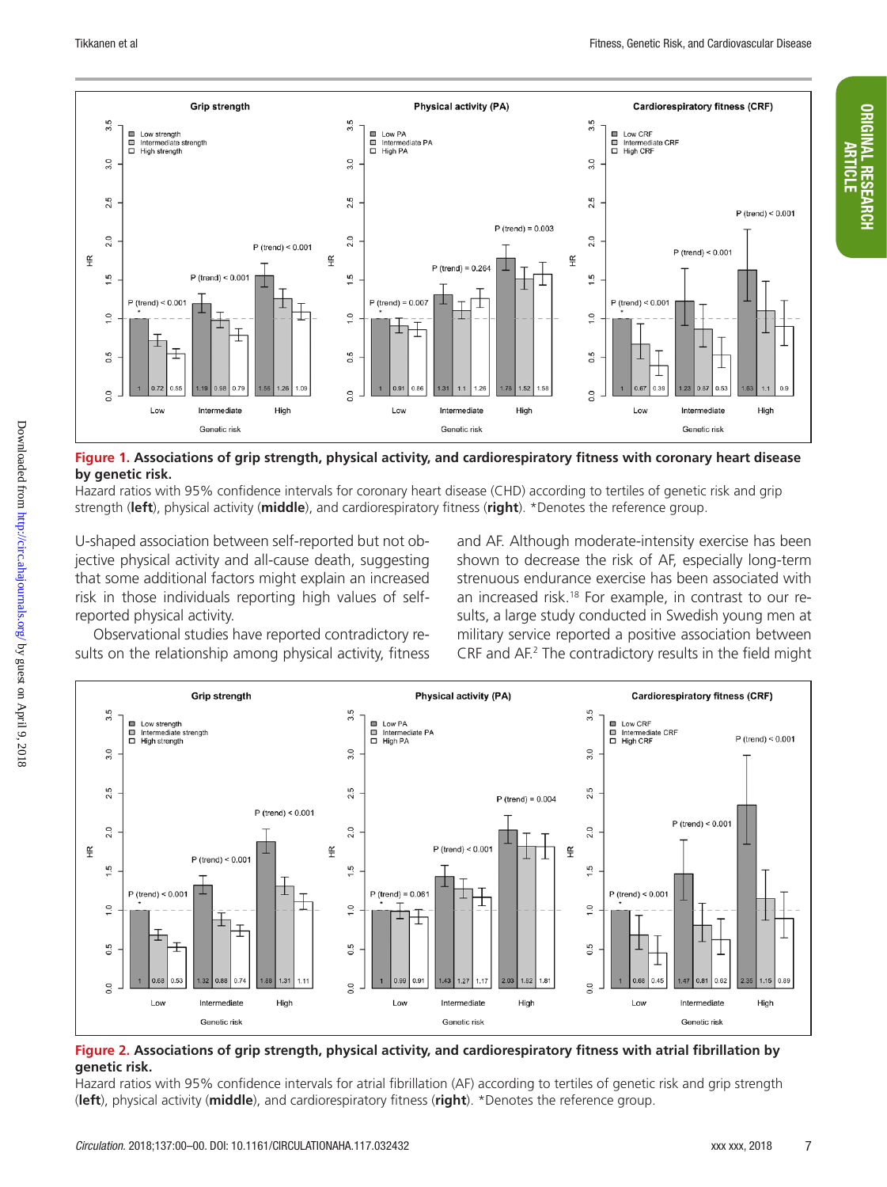**Figure 1. Associations of grip strength, physical activity, and cardiorespiratory fitness with coronary heart disease by genetic risk.**

Hazard ratios with 95% confidence intervals for coronary heart disease (CHD) according to tertiles of genetic risk and grip strength (**left**), physical activity (**middle**), and cardiorespiratory fitness (**right**). *Denotes the reference group.

U-shaped association between self-reported but not objective physical activity and all-cause death, suggesting that some additional factors might explain an increased risk in those individuals reporting high values of self-reported physical activity.

Observational studies have reported contradictory results on the relationship among physical activity, fitness and AF. Although moderate-intensity exercise has been shown to decrease the risk of AF, especially long-term strenuous endurance exercise has been associated with an increased risk.[18] For example, in contrast to our results, a large study conducted in Swedish young men at military service reported a positive association between CRF and AF.[2] The contradictory results in the field might

**Figure 2. Associations of grip strength, physical activity, and cardiorespiratory fitness with atrial fibrillation by genetic risk.**

Hazard ratios with 95% confidence intervals for atrial fibrillation (AF) according to tertiles of genetic risk and grip strength (**left**), physical activity (**middle**), and cardiorespiratory fitness (**right**). *Denotes the reference group.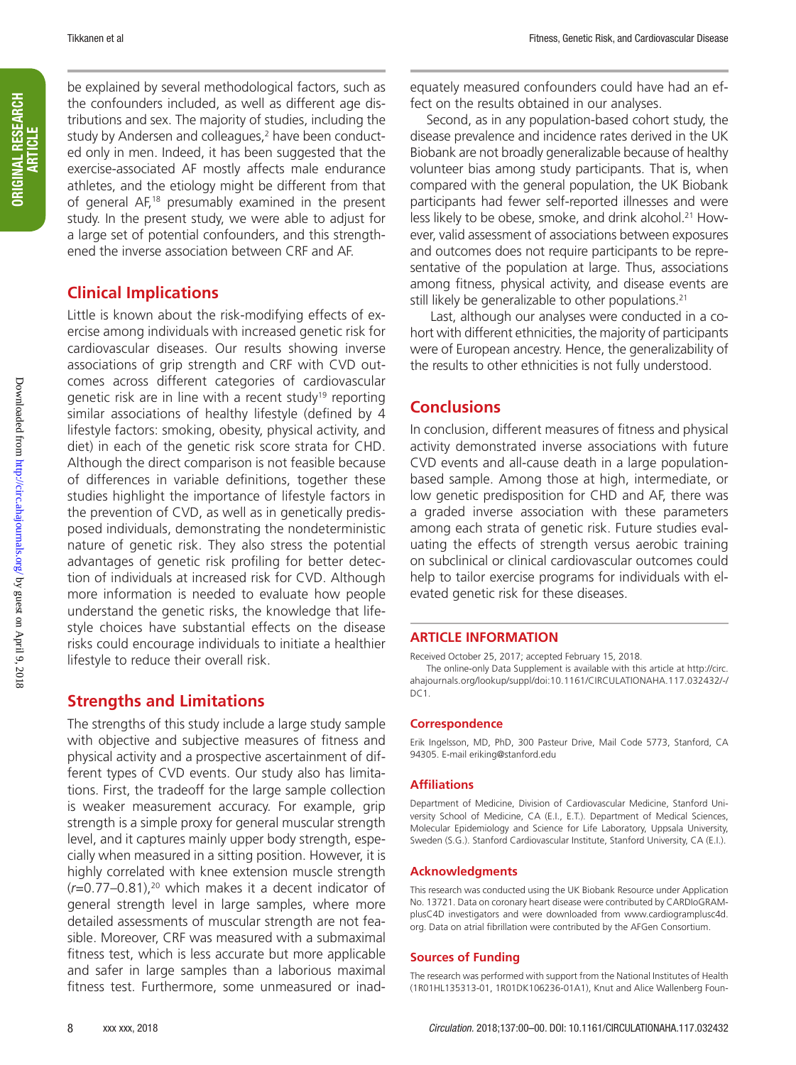be explained by several methodological factors, such as the confounders included, as well as different age distributions and sex. The majority of studies, including the study by Andersen and colleagues,[2] have been conducted only in men. Indeed, it has been suggested that the exercise-associated AF mostly affects male endurance athletes, and the etiology might be different from that of general AF,[18] presumably examined in the present study. In the present study, we were able to adjust for a large set of potential confounders, and this strengthened the inverse association between CRF and AF.

## Clinical Implications

Little is known about the risk-modifying effects of exercise among individuals with increased genetic risk for cardiovascular diseases. Our results showing inverse associations of grip strength and CRF with CVD outcomes across different categories of cardiovascular genetic risk are in line with a recent study[19] reporting similar associations of healthy lifestyle (defined by 4 lifestyle factors: smoking, obesity, physical activity, and diet) in each of the genetic risk score strata for CHD. Although the direct comparison is not feasible because of differences in variable definitions, together these studies highlight the importance of lifestyle factors in the prevention of CVD, as well as in genetically predisposed individuals, demonstrating the nondeterministic nature of genetic risk. They also stress the potential advantages of genetic risk profiling for better detection of individuals at increased risk for CVD. Although more information is needed to evaluate how people understand the genetic risks, the knowledge that lifestyle choices have substantial effects on the disease risks could encourage individuals to initiate a healthier lifestyle to reduce their overall risk.

## Strengths and Limitations

The strengths of this study include a large study sample with objective and subjective measures of fitness and physical activity and a prospective ascertainment of different types of CVD events. Our study also has limitations. First, the tradeoff for the large sample collection is weaker measurement accuracy. For example, grip strength is a simple proxy for general muscular strength level, and it captures mainly upper body strength, especially when measured in a sitting position. However, it is highly correlated with knee extension muscle strength ($r$=0.77–0.81),[20] which makes it a decent indicator of general strength level in large samples, where more detailed assessments of muscular strength are not feasible. Moreover, CRF was measured with a submaximal fitness test, which is less accurate but more applicable and safer in large samples than a laborious maximal fitness test. Furthermore, some unmeasured or inadequately measured confounders could have had an effect on the results obtained in our analyses.

Second, as in any population-based cohort study, the disease prevalence and incidence rates derived in the UK Biobank are not broadly generalizable because of healthy volunteer bias among study participants. That is, when compared with the general population, the UK Biobank participants had fewer self-reported illnesses and were less likely to be obese, smoke, and drink alcohol.[21] However, valid assessment of associations between exposures and outcomes does not require participants to be representative of the population at large. Thus, associations among fitness, physical activity, and disease events are still likely be generalizable to other populations.[21]

Last, although our analyses were conducted in a cohort with different ethnicities, the majority of participants were of European ancestry. Hence, the generalizability of the results to other ethnicities is not fully understood.

## Conclusions

In conclusion, different measures of fitness and physical activity demonstrated inverse associations with future CVD events and all-cause death in a large population-based sample. Among those at high, intermediate, or low genetic predisposition for CHD and AF, there was a graded inverse association with these parameters among each strata of genetic risk. Future studies evaluating the effects of strength versus aerobic training on subclinical or clinical cardiovascular outcomes could help to tailor exercise programs for individuals with elevated genetic risk for these diseases.

## ARTICLE INFORMATION

Received October 25, 2017; accepted February 15, 2018.

The online-only Data Supplement is available with this article at http://circ.ahajournals.org/lookup/suppl/doi:10.1161/CIRCULATIONAHA.117.032432/-/DC1.

### Correspondence

Erik Ingelsson, MD, PhD, 300 Pasteur Drive, Mail Code 5773, Stanford, CA 94305. E-mail eriking@stanford.edu

### Affiliations

Department of Medicine, Division of Cardiovascular Medicine, Stanford University School of Medicine, CA (E.I., E.T.). Department of Medical Sciences, Molecular Epidemiology and Science for Life Laboratory, Uppsala University, Sweden (S.G.). Stanford Cardiovascular Institute, Stanford University, CA (E.I.).

### Acknowledgments

This research was conducted using the UK Biobank Resource under Application No. 13721. Data on coronary heart disease were contributed by CARDIoGRAMplusC4D investigators and were downloaded from www.cardiogramplusc4d.org. Data on atrial fibrillation were contributed by the AFGen Consortium.

### Sources of Funding

The research was performed with support from the National Institutes of Health (1R01HL135313-01, 1R01DK106236-01A1), Knut and Alice Wallenberg Foun-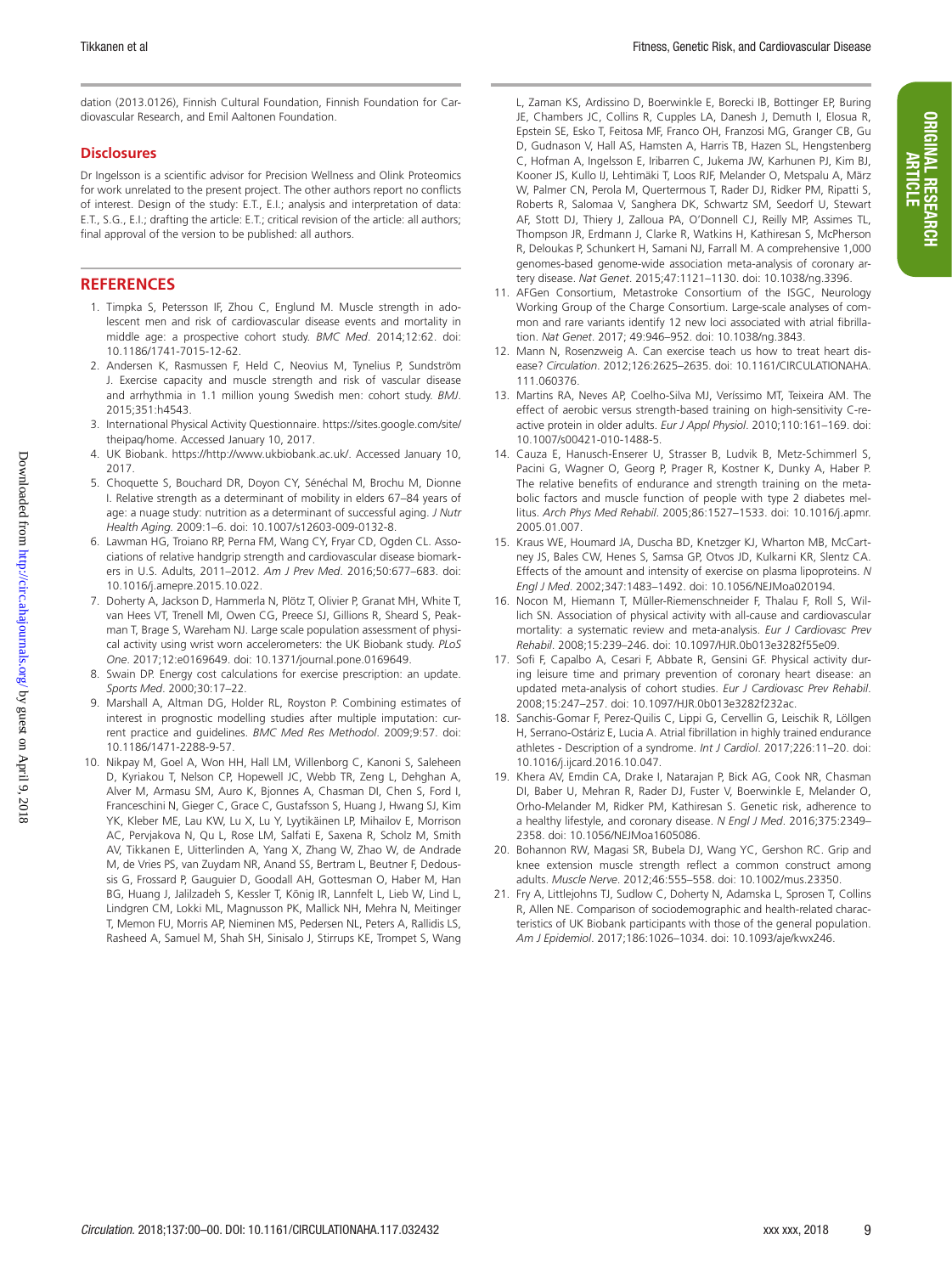dation (2013.0126), Finnish Cultural Foundation, Finnish Foundation for Cardiovascular Research, and Emil Aaltonen Foundation.

## Disclosures

Dr Ingelsson is a scientific advisor for Precision Wellness and Olink Proteomics for work unrelated to the present project. The other authors report no conflicts of interest. Design of the study: E.T., E.I.; analysis and interpretation of data: E.T., S.G., E.I.; drafting the article: E.T.; critical revision of the article: all authors; final approval of the version to be published: all authors.

## REFERENCES

1. Timpka S, Petersson IF, Zhou C, Englund M. Muscle strength in adolescent men and risk of cardiovascular disease events and mortality in middle age: a prospective cohort study. *BMC Med*. 2014;12:62. doi: 10.1186/1741-7015-12-62.
2. Andersen K, Rasmussen F, Held C, Neovius M, Tynelius P, Sundström J. Exercise capacity and muscle strength and risk of vascular disease and arrhythmia in 1.1 million young Swedish men: cohort study. *BMJ*. 2015;351:h4543.
3. International Physical Activity Questionnaire. https://sites.google.com/site/theipaq/home. Accessed January 10, 2017.
4. UK Biobank. https://http://www.ukbiobank.ac.uk/. Accessed January 10, 2017.
5. Choquette S, Bouchard DR, Doyon CY, Sénéchal M, Brochu M, Dionne I. Relative strength as a determinant of mobility in elders 67–84 years of age: a nuage study: nutrition as a determinant of successful aging. *J Nutr Health Aging*. 2009:1–6. doi: 10.1007/s12603-009-0132-8.
6. Lawman HG, Troiano RP, Perna FM, Wang CY, Fryar CD, Ogden CL. Associations of relative handgrip strength and cardiovascular disease biomarkers in U.S. Adults, 2011–2012. *Am J Prev Med*. 2016;50:677–683. doi: 10.1016/j.amepre.2015.10.022.
7. Doherty A, Jackson D, Hammerla N, Plötz T, Olivier P, Granat MH, White T, van Hees VT, Trenell MI, Owen CG, Preece SJ, Gillions R, Sheard S, Peakman T, Brage S, Wareham NJ. Large scale population assessment of physical activity using wrist worn accelerometers: the UK Biobank study. *PLoS One*. 2017;12:e0169649. doi: 10.1371/journal.pone.0169649.
8. Swain DP. Energy cost calculations for exercise prescription: an update. *Sports Med*. 2000;30:17–22.
9. Marshall A, Altman DG, Holder RL, Royston P. Combining estimates of interest in prognostic modelling studies after multiple imputation: current practice and guidelines. *BMC Med Res Methodol*. 2009;9:57. doi: 10.1186/1471-2288-9-57.
10. Nikpay M, Goel A, Won HH, Hall LM, Willenborg C, Kanoni S, Saleheen D, Kyriakou T, Nelson CP, Hopewell JC, Webb TR, Zeng L, Dehghan A, Alver M, Armasu SM, Auro K, Bjonnes A, Chasman DI, Chen S, Ford I, Franceschini N, Gieger C, Grace C, Gustafsson S, Huang J, Hwang SJ, Kim YK, Kleber ME, Lau KW, Lu X, Lu Y, Lyytikäinen LP, Mihailov E, Morrison AC, Pervjakova N, Qu L, Rose LM, Salfati E, Saxena R, Scholz M, Smith AV, Tikkanen E, Uitterlinden A, Yang X, Zhang W, Zhao W, de Andrade M, de Vries PS, van Zuydam NR, Anand SS, Bertram L, Beutner F, Dedoussis G, Frossard P, Gauguier D, Goodall AH, Gottesman O, Haber M, Han BG, Huang J, Jalilzadeh S, Kessler T, König IR, Lannfelt L, Lieb W, Lind L, Lindgren CM, Lokki ML, Magnusson PK, Mallick NH, Mehra N, Meitinger T, Memon FU, Morris AP, Nieminen MS, Pedersen NL, Peters A, Rallidis LS, Rasheed A, Samuel M, Shah SH, Sinisalo J, Stirrups KE, Trompet S, Wang L, Zaman KS, Ardissino D, Boerwinkle E, Borecki IB, Bottinger EP, Buring JE, Chambers JC, Collins R, Cupples LA, Danesh J, Demuth I, Elosua R, Epstein SE, Esko T, Feitosa MF, Franco OH, Franzosi MG, Granger CB, Gu D, Gudnason V, Hall AS, Hamsten A, Harris TB, Hazen SL, Hengstenberg C, Hofman A, Ingelsson E, Iribarren C, Jukema JW, Karhunen PJ, Kim BJ, Kooner JS, Kullo IJ, Lehtimäki T, Loos RJF, Melander O, Metspalu A, März W, Palmer CN, Perola M, Quertermous T, Rader DJ, Ridker PM, Ripatti S, Roberts R, Salomaa V, Sanghera DK, Schwartz SM, Seedorf U, Stewart AF, Stott DJ, Thiery J, Zalloua PA, O'Donnell CJ, Reilly MP, Assimes TL, Thompson JR, Erdmann J, Clarke R, Watkins H, Kathiresan S, McPherson R, Deloukas P, Schunkert H, Samani NJ, Farrall M. A comprehensive 1,000 genomes-based genome-wide association meta-analysis of coronary artery disease. *Nat Genet*. 2015;47:1121–1130. doi: 10.1038/ng.3396.
11. AFGen Consortium, Metastroke Consortium of the ISGC, Neurology Working Group of the Charge Consortium. Large-scale analyses of common and rare variants identify 12 new loci associated with atrial fibrillation. *Nat Genet*. 2017; 49:946–952. doi: 10.1038/ng.3843.
12. Mann N, Rosenzweig A. Can exercise teach us how to treat heart disease? *Circulation*. 2012;126:2625–2635. doi: 10.1161/CIRCULATIONAHA.111.060376.
13. Martins RA, Neves AP, Coelho-Silva MJ, Veríssimo MT, Teixeira AM. The effect of aerobic versus strength-based training on high-sensitivity C-reactive protein in older adults. *Eur J Appl Physiol*. 2010;110:161–169. doi: 10.1007/s00421-010-1488-5.
14. Cauza E, Hanusch-Enserer U, Strasser B, Ludvik B, Metz-Schimmerl S, Pacini G, Wagner O, Georg P, Prager R, Kostner K, Dunky A, Haber P. The relative benefits of endurance and strength training on the metabolic factors and muscle function of people with type 2 diabetes mellitus. *Arch Phys Med Rehabil*. 2005;86:1527–1533. doi: 10.1016/j.apmr.2005.01.007.
15. Kraus WE, Houmard JA, Duscha BD, Knetzger KJ, Wharton MB, McCartney JS, Bales CW, Henes S, Samsa GP, Otvos JD, Kulkarni KR, Slentz CA. Effects of the amount and intensity of exercise on plasma lipoproteins. *N Engl J Med*. 2002;347:1483–1492. doi: 10.1056/NEJMoa020194.
16. Nocon M, Hiemann T, Müller-Riemenschneider F, Thalau F, Roll S, Willich SN. Association of physical activity with all-cause and cardiovascular mortality: a systematic review and meta-analysis. *Eur J Cardiovasc Prev Rehabil*. 2008;15:239–246. doi: 10.1097/HJR.0b013e3282f55e09.
17. Sofi F, Capalbo A, Cesari F, Abbate R, Gensini GF. Physical activity during leisure time and primary prevention of coronary heart disease: an updated meta-analysis of cohort studies. *Eur J Cardiovasc Prev Rehabil*. 2008;15:247–257. doi: 10.1097/HJR.0b013e3282f232ac.
18. Sanchis-Gomar F, Perez-Quilis C, Lippi G, Cervellin G, Leischik R, Löllgen H, Serrano-Ostáriz E, Lucia A. Atrial fibrillation in highly trained endurance athletes - Description of a syndrome. *Int J Cardiol*. 2017;226:11–20. doi: 10.1016/j.ijcard.2016.10.047.
19. Khera AV, Emdin CA, Drake I, Natarajan P, Bick AG, Cook NR, Chasman DI, Baber U, Mehran R, Rader DJ, Fuster V, Boerwinkle E, Melander O, Orho-Melander M, Ridker PM, Kathiresan S. Genetic risk, adherence to a healthy lifestyle, and coronary disease. *N Engl J Med*. 2016;375:2349–2358. doi: 10.1056/NEJMoa1605086.
20. Bohannon RW, Magasi SR, Bubela DJ, Wang YC, Gershon RC. Grip and knee extension muscle strength reflect a common construct among adults. *Muscle Nerve*. 2012;46:555–558. doi: 10.1002/mus.23350.
21. Fry A, Littlejohns TJ, Sudlow C, Doherty N, Adamska L, Sprosen T, Collins R, Allen NE. Comparison of sociodemographic and health-related characteristics of UK Biobank participants with those of the general population. *Am J Epidemiol*. 2017;186:1026–1034. doi: 10.1093/aje/kwx246.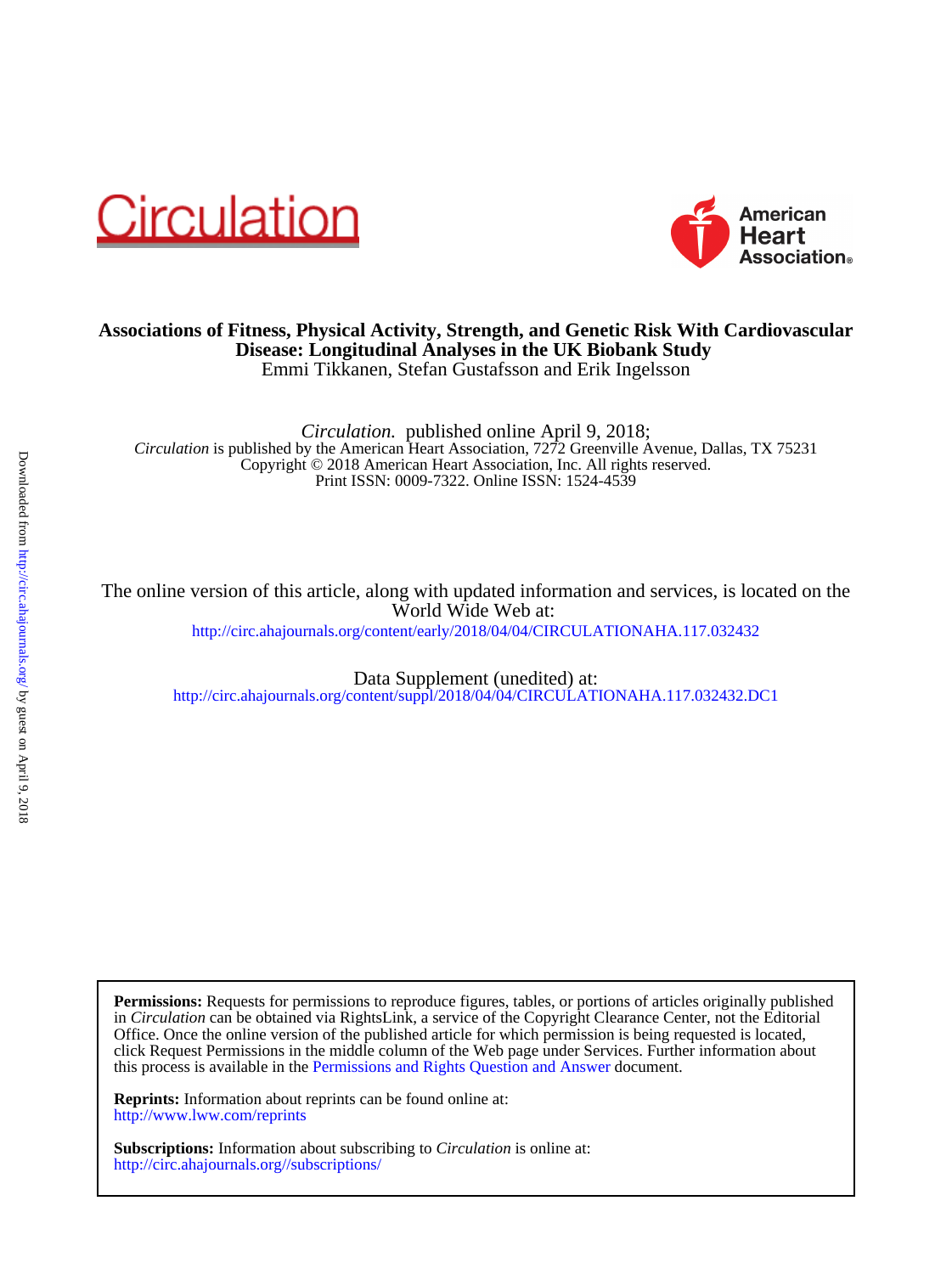# Associations of Fitness, Physical Activity, Strength, and Genetic Risk With Cardiovascular Disease: Longitudinal Analyses in the UK Biobank Study

Emmi Tikkanen, Stefan Gustafsson and Erik Ingelsson

*Circulation.* published online April 9, 2018;

*Circulation* is published by the American Heart Association, 7272 Greenville Avenue, Dallas, TX 75231
Copyright © 2018 American Heart Association, Inc. All rights reserved.
Print ISSN: 0009-7322. Online ISSN: 1524-4539

The online version of this article, along with updated information and services, is located on the World Wide Web at:
http://circ.ahajournals.org/content/early/2018/04/04/CIRCULATIONAHA.117.032432

Data Supplement (unedited) at:
http://circ.ahajournals.org/content/suppl/2018/04/04/CIRCULATIONAHA.117.032432.DC1

**Permissions:** Requests for permissions to reproduce figures, tables, or portions of articles originally published in *Circulation* can be obtained via RightsLink, a service of the Copyright Clearance Center, not the Editorial Office. Once the online version of the published article for which permission is being requested is located, click Request Permissions in the middle column of the Web page under Services. Further information about this process is available in the Permissions and Rights Question and Answer document.

**Reprints:** Information about reprints can be found online at:
http://www.lww.com/reprints

**Subscriptions:** Information about subscribing to *Circulation* is online at:
http://circ.ahajournals.org//subscriptions/

Downloaded from http://circ.ahajournals.org/ by guest on April 9, 2018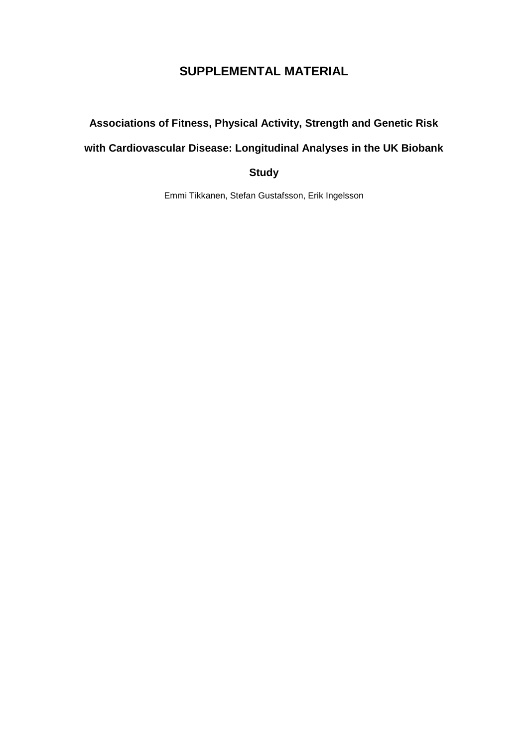# SUPPLEMENTAL MATERIAL

## Associations of Fitness, Physical Activity, Strength and Genetic Risk with Cardiovascular Disease: Longitudinal Analyses in the UK Biobank Study

Emmi Tikkanen, Stefan Gustafsson, Erik Ingelsson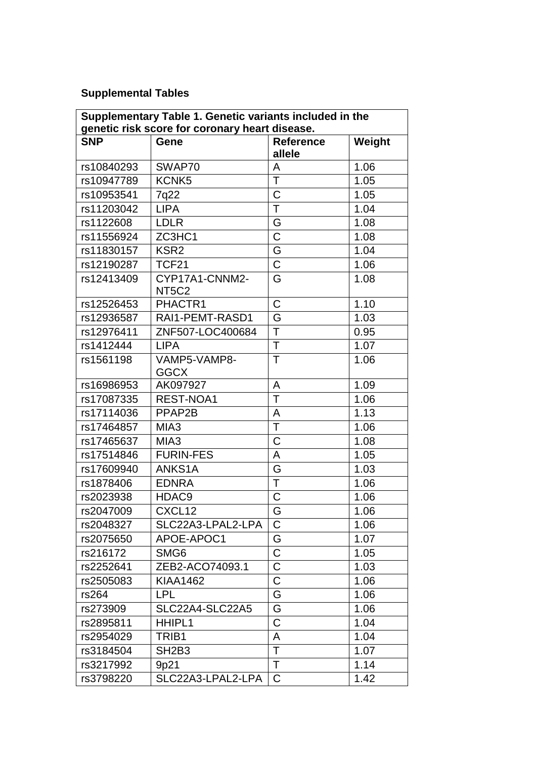**Supplemental Tables**

| Supplementary Table 1. Genetic variants included in the genetic risk score for coronary heart disease. | | | |
|---|---|---|---|
| **SNP** | **Gene** | **Reference allele** | **Weight** |
| rs10840293 | SWAP70 | A | 1.06 |
| rs10947789 | KCNK5 | T | 1.05 |
| rs10953541 | 7q22 | C | 1.05 |
| rs11203042 | LIPA | T | 1.04 |
| rs1122608 | LDLR | G | 1.08 |
| rs11556924 | ZC3HC1 | C | 1.08 |
| rs11830157 | KSR2 | G | 1.04 |
| rs12190287 | TCF21 | C | 1.06 |
| rs12413409 | CYP17A1-CNNM2-NT5C2 | G | 1.08 |
| rs12526453 | PHACTR1 | C | 1.10 |
| rs12936587 | RAI1-PEMT-RASD1 | G | 1.03 |
| rs12976411 | ZNF507-LOC400684 | T | 0.95 |
| rs1412444 | LIPA | T | 1.07 |
| rs1561198 | VAMP5-VAMP8-GGCX | T | 1.06 |
| rs16986953 | AK097927 | A | 1.09 |
| rs17087335 | REST-NOA1 | T | 1.06 |
| rs17114036 | PPAP2B | A | 1.13 |
| rs17464857 | MIA3 | T | 1.06 |
| rs17465637 | MIA3 | C | 1.08 |
| rs17514846 | FURIN-FES | A | 1.05 |
| rs17609940 | ANKS1A | G | 1.03 |
| rs1878406 | EDNRA | T | 1.06 |
| rs2023938 | HDAC9 | C | 1.06 |
| rs2047009 | CXCL12 | G | 1.06 |
| rs2048327 | SLC22A3-LPAL2-LPA | C | 1.06 |
| rs2075650 | APOE-APOC1 | G | 1.07 |
| rs216172 | SMG6 | C | 1.05 |
| rs2252641 | ZEB2-ACO74093.1 | C | 1.03 |
| rs2505083 | KIAA1462 | C | 1.06 |
| rs264 | LPL | G | 1.06 |
| rs273909 | SLC22A4-SLC22A5 | G | 1.06 |
| rs2895811 | HHIPL1 | C | 1.04 |
| rs2954029 | TRIB1 | A | 1.04 |
| rs3184504 | SH2B3 | T | 1.07 |
| rs3217992 | 9p21 | T | 1.14 |
| rs3798220 | SLC22A3-LPAL2-LPA | C | 1.42 |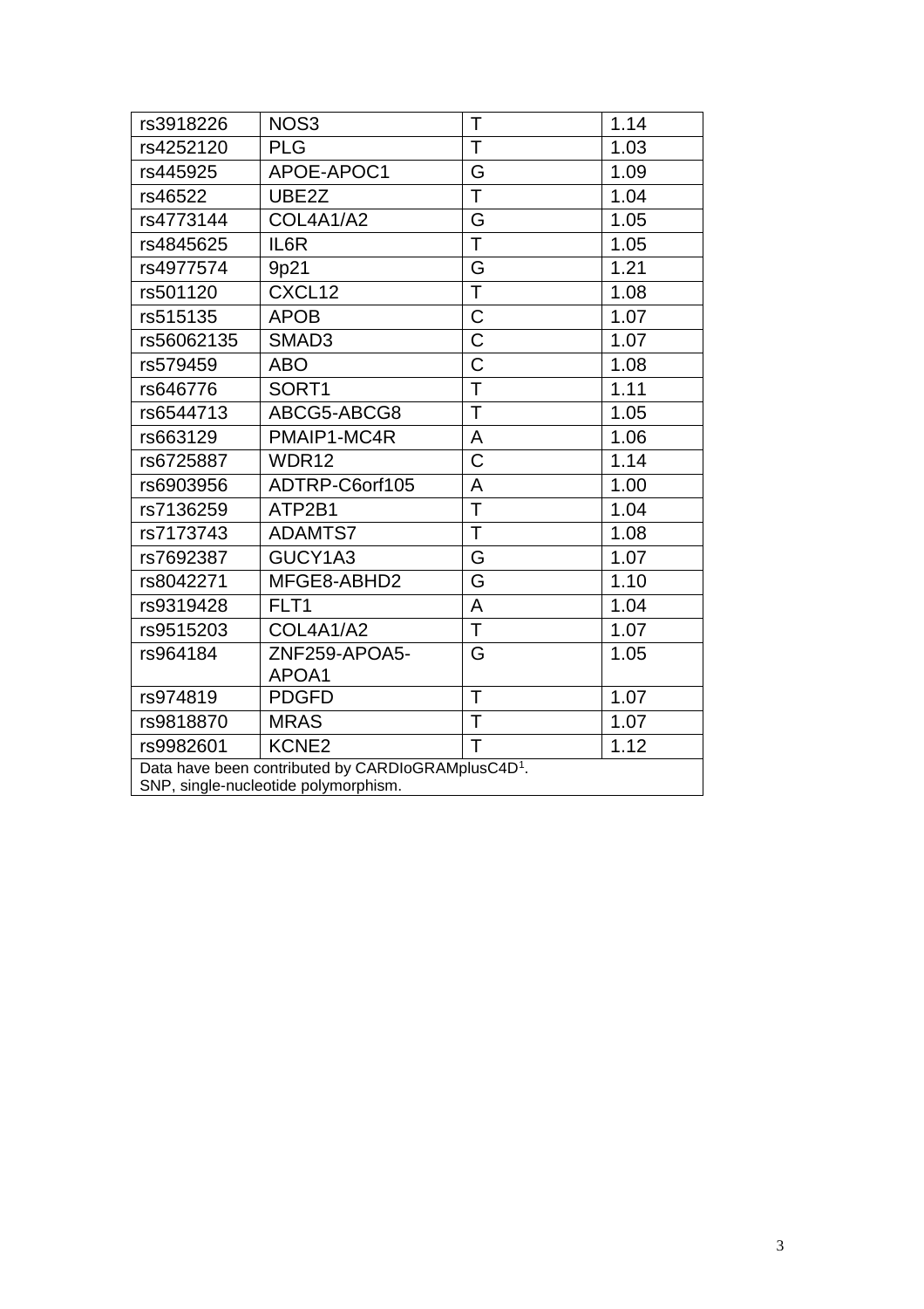| rs3918226 | NOS3 | T | 1.14 |
|---|---|---|---|
| rs4252120 | PLG | T | 1.03 |
| rs445925 | APOE-APOC1 | G | 1.09 |
| rs46522 | UBE2Z | T | 1.04 |
| rs4773144 | COL4A1/A2 | G | 1.05 |
| rs4845625 | IL6R | T | 1.05 |
| rs4977574 | 9p21 | G | 1.21 |
| rs501120 | CXCL12 | T | 1.08 |
| rs515135 | APOB | C | 1.07 |
| rs56062135 | SMAD3 | C | 1.07 |
| rs579459 | ABO | C | 1.08 |
| rs646776 | SORT1 | T | 1.11 |
| rs6544713 | ABCG5-ABCG8 | T | 1.05 |
| rs663129 | PMAIP1-MC4R | A | 1.06 |
| rs6725887 | WDR12 | C | 1.14 |
| rs6903956 | ADTRP-C6orf105 | A | 1.00 |
| rs7136259 | ATP2B1 | T | 1.04 |
| rs7173743 | ADAMTS7 | T | 1.08 |
| rs7692387 | GUCY1A3 | G | 1.07 |
| rs8042271 | MFGE8-ABHD2 | G | 1.10 |
| rs9319428 | FLT1 | A | 1.04 |
| rs9515203 | COL4A1/A2 | T | 1.07 |
| rs964184 | ZNF259-APOA5-APOA1 | G | 1.05 |
| rs974819 | PDGFD | T | 1.07 |
| rs9818870 | MRAS | T | 1.07 |
| rs9982601 | KCNE2 | T | 1.12 |

Data have been contributed by CARDIoGRAMplusC4D[1].
SNP, single-nucleotide polymorphism.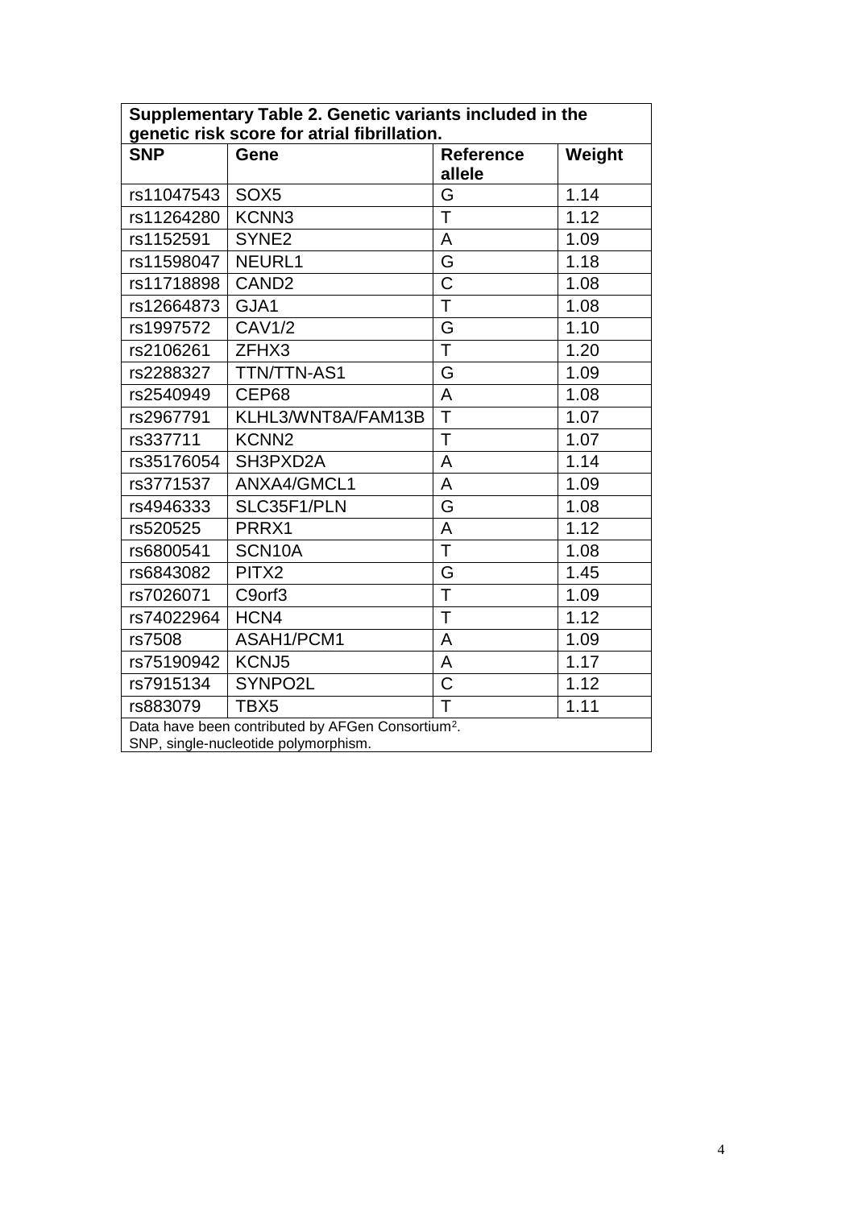**Supplementary Table 2. Genetic variants included in the genetic risk score for atrial fibrillation.**

| SNP | Gene | Reference allele | Weight |
|---|---|---|---|
| rs11047543 | SOX5 | G | 1.14 |
| rs11264280 | KCNN3 | T | 1.12 |
| rs1152591 | SYNE2 | A | 1.09 |
| rs11598047 | NEURL1 | G | 1.18 |
| rs11718898 | CAND2 | C | 1.08 |
| rs12664873 | GJA1 | T | 1.08 |
| rs1997572 | CAV1/2 | G | 1.10 |
| rs2106261 | ZFHX3 | T | 1.20 |
| rs2288327 | TTN/TTN-AS1 | G | 1.09 |
| rs2540949 | CEP68 | A | 1.08 |
| rs2967791 | KLHL3/WNT8A/FAM13B | T | 1.07 |
| rs337711 | KCNN2 | T | 1.07 |
| rs35176054 | SH3PXD2A | A | 1.14 |
| rs3771537 | ANXA4/GMCL1 | A | 1.09 |
| rs4946333 | SLC35F1/PLN | G | 1.08 |
| rs520525 | PRRX1 | A | 1.12 |
| rs6800541 | SCN10A | T | 1.08 |
| rs6843082 | PITX2 | G | 1.45 |
| rs7026071 | C9orf3 | T | 1.09 |
| rs74022964 | HCN4 | T | 1.12 |
| rs7508 | ASAH1/PCM1 | A | 1.09 |
| rs75190942 | KCNJ5 | A | 1.17 |
| rs7915134 | SYNPO2L | C | 1.12 |
| rs883079 | TBX5 | T | 1.11 |

Data have been contributed by AFGen Consortium[2].
SNP, single-nucleotide polymorphism.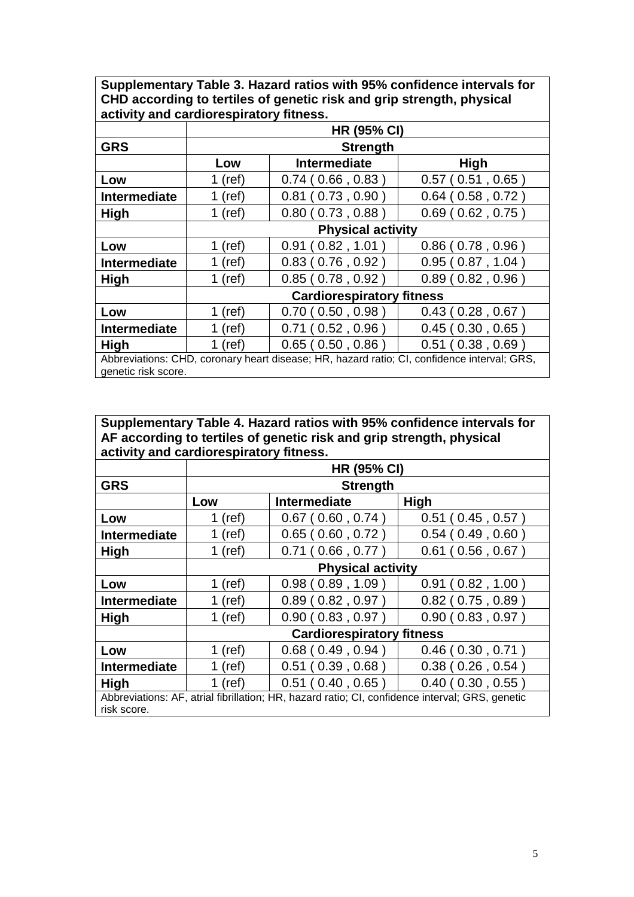**Supplementary Table 3. Hazard ratios with 95% confidence intervals for CHD according to tertiles of genetic risk and grip strength, physical activity and cardiorespiratory fitness.**

| | HR (95% CI) | | |
|---|---|---|---|
| **GRS** | **Strength** | | |
| | **Low** | **Intermediate** | **High** |
| **Low** | 1 (ref) | 0.74 ( 0.66 , 0.83 ) | 0.57 ( 0.51 , 0.65 ) |
| **Intermediate** | 1 (ref) | 0.81 ( 0.73 , 0.90 ) | 0.64 ( 0.58 , 0.72 ) |
| **High** | 1 (ref) | 0.80 ( 0.73 , 0.88 ) | 0.69 ( 0.62 , 0.75 ) |
| | **Physical activity** | | |
| **Low** | 1 (ref) | 0.91 ( 0.82 , 1.01 ) | 0.86 ( 0.78 , 0.96 ) |
| **Intermediate** | 1 (ref) | 0.83 ( 0.76 , 0.92 ) | 0.95 ( 0.87 , 1.04 ) |
| **High** | 1 (ref) | 0.85 ( 0.78 , 0.92 ) | 0.89 ( 0.82 , 0.96 ) |
| | **Cardiorespiratory fitness** | | |
| **Low** | 1 (ref) | 0.70 ( 0.50 , 0.98 ) | 0.43 ( 0.28 , 0.67 ) |
| **Intermediate** | 1 (ref) | 0.71 ( 0.52 , 0.96 ) | 0.45 ( 0.30 , 0.65 ) |
| **High** | 1 (ref) | 0.65 ( 0.50 , 0.86 ) | 0.51 ( 0.38 , 0.69 ) |

Abbreviations: CHD, coronary heart disease; HR, hazard ratio; CI, confidence interval; GRS, genetic risk score.

**Supplementary Table 4. Hazard ratios with 95% confidence intervals for AF according to tertiles of genetic risk and grip strength, physical activity and cardiorespiratory fitness.**

| | HR (95% CI) | | |
|---|---|---|---|
| **GRS** | **Strength** | | |
| | **Low** | **Intermediate** | **High** |
| **Low** | 1 (ref) | 0.67 ( 0.60 , 0.74 ) | 0.51 ( 0.45 , 0.57 ) |
| **Intermediate** | 1 (ref) | 0.65 ( 0.60 , 0.72 ) | 0.54 ( 0.49 , 0.60 ) |
| **High** | 1 (ref) | 0.71 ( 0.66 , 0.77 ) | 0.61 ( 0.56 , 0.67 ) |
| | **Physical activity** | | |
| **Low** | 1 (ref) | 0.98 ( 0.89 , 1.09 ) | 0.91 ( 0.82 , 1.00 ) |
| **Intermediate** | 1 (ref) | 0.89 ( 0.82 , 0.97 ) | 0.82 ( 0.75 , 0.89 ) |
| **High** | 1 (ref) | 0.90 ( 0.83 , 0.97 ) | 0.90 ( 0.83 , 0.97 ) |
| | **Cardiorespiratory fitness** | | |
| **Low** | 1 (ref) | 0.68 ( 0.49 , 0.94 ) | 0.46 ( 0.30 , 0.71 ) |
| **Intermediate** | 1 (ref) | 0.51 ( 0.39 , 0.68 ) | 0.38 ( 0.26 , 0.54 ) |
| **High** | 1 (ref) | 0.51 ( 0.40 , 0.65 ) | 0.40 ( 0.30 , 0.55 ) |

Abbreviations: AF, atrial fibrillation; HR, hazard ratio; CI, confidence interval; GRS, genetic risk score.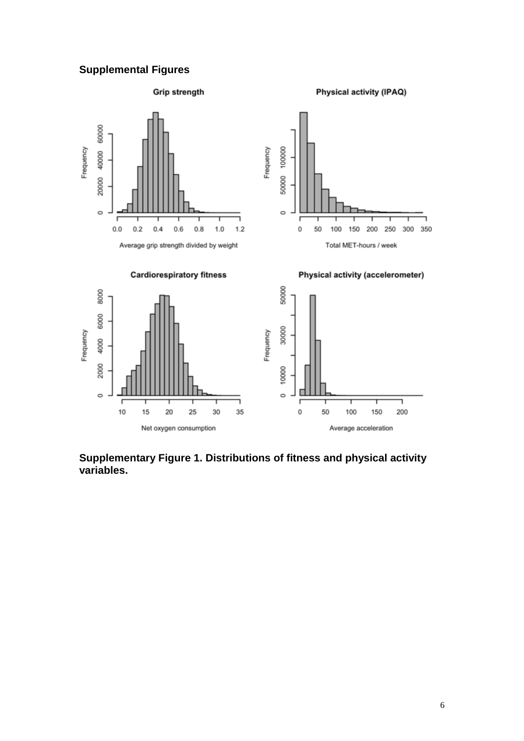## Supplemental Figures

**Supplementary Figure 1. Distributions of fitness and physical activity variables.**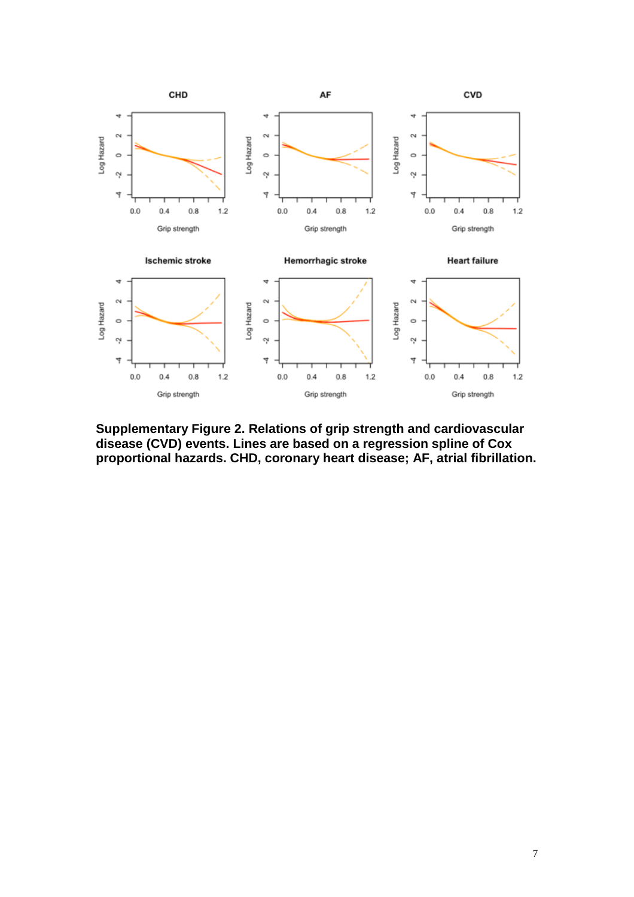**Supplementary Figure 2. Relations of grip strength and cardiovascular disease (CVD) events. Lines are based on a regression spline of Cox proportional hazards. CHD, coronary heart disease; AF, atrial fibrillation.**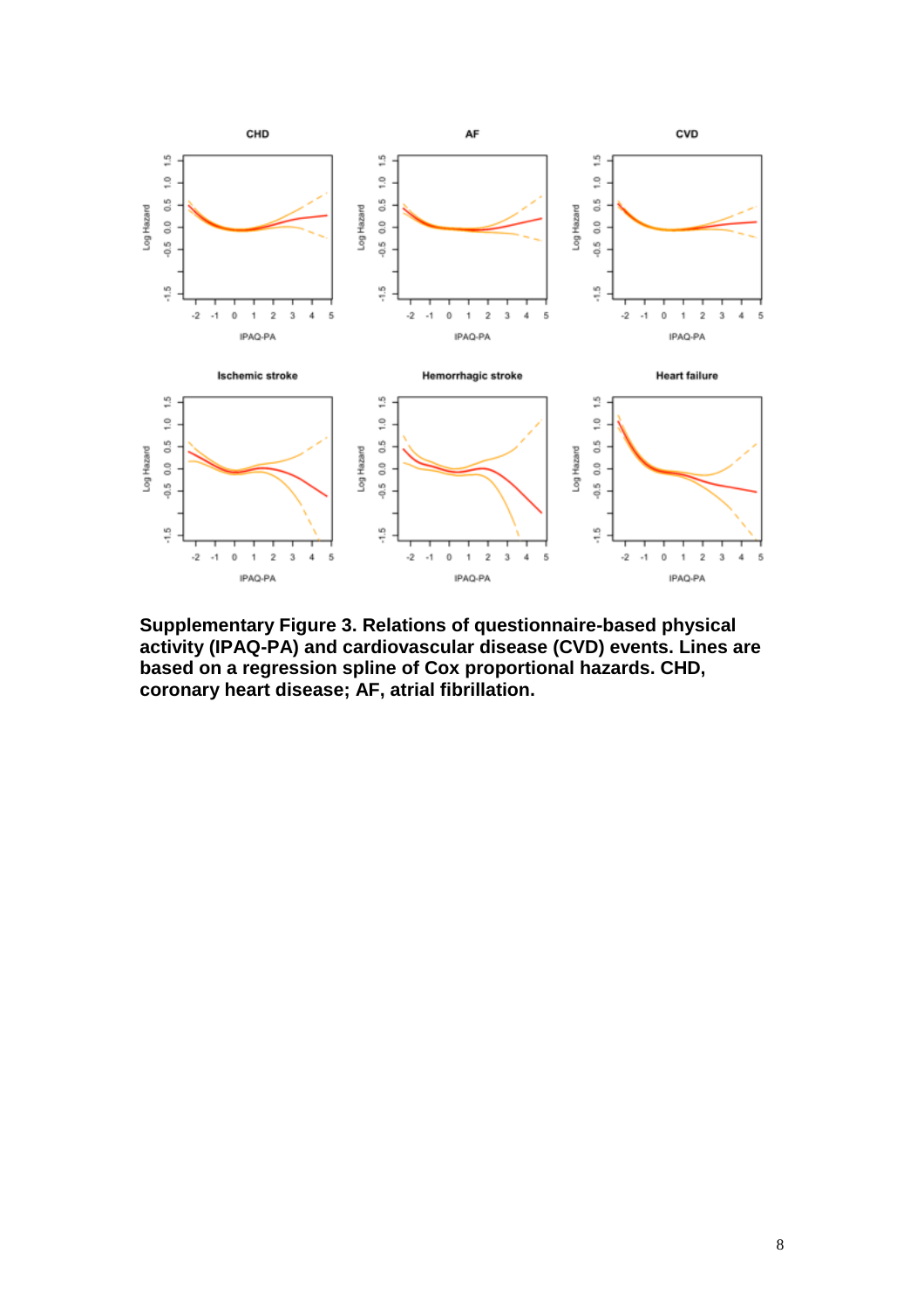**Supplementary Figure 3. Relations of questionnaire-based physical activity (IPAQ-PA) and cardiovascular disease (CVD) events. Lines are based on a regression spline of Cox proportional hazards. CHD, coronary heart disease; AF, atrial fibrillation.**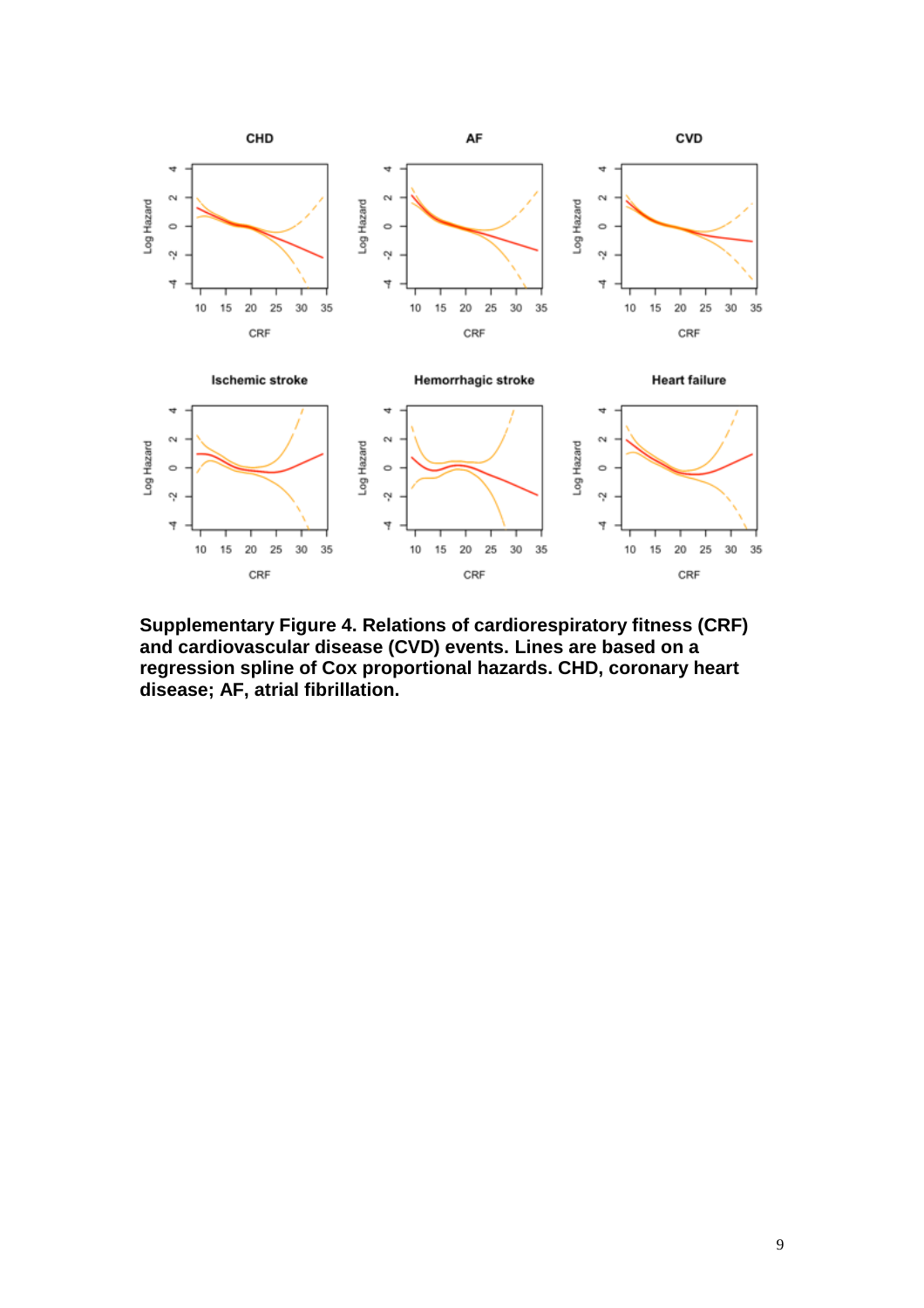**Supplementary Figure 4. Relations of cardiorespiratory fitness (CRF) and cardiovascular disease (CVD) events. Lines are based on a regression spline of Cox proportional hazards. CHD, coronary heart disease; AF, atrial fibrillation.**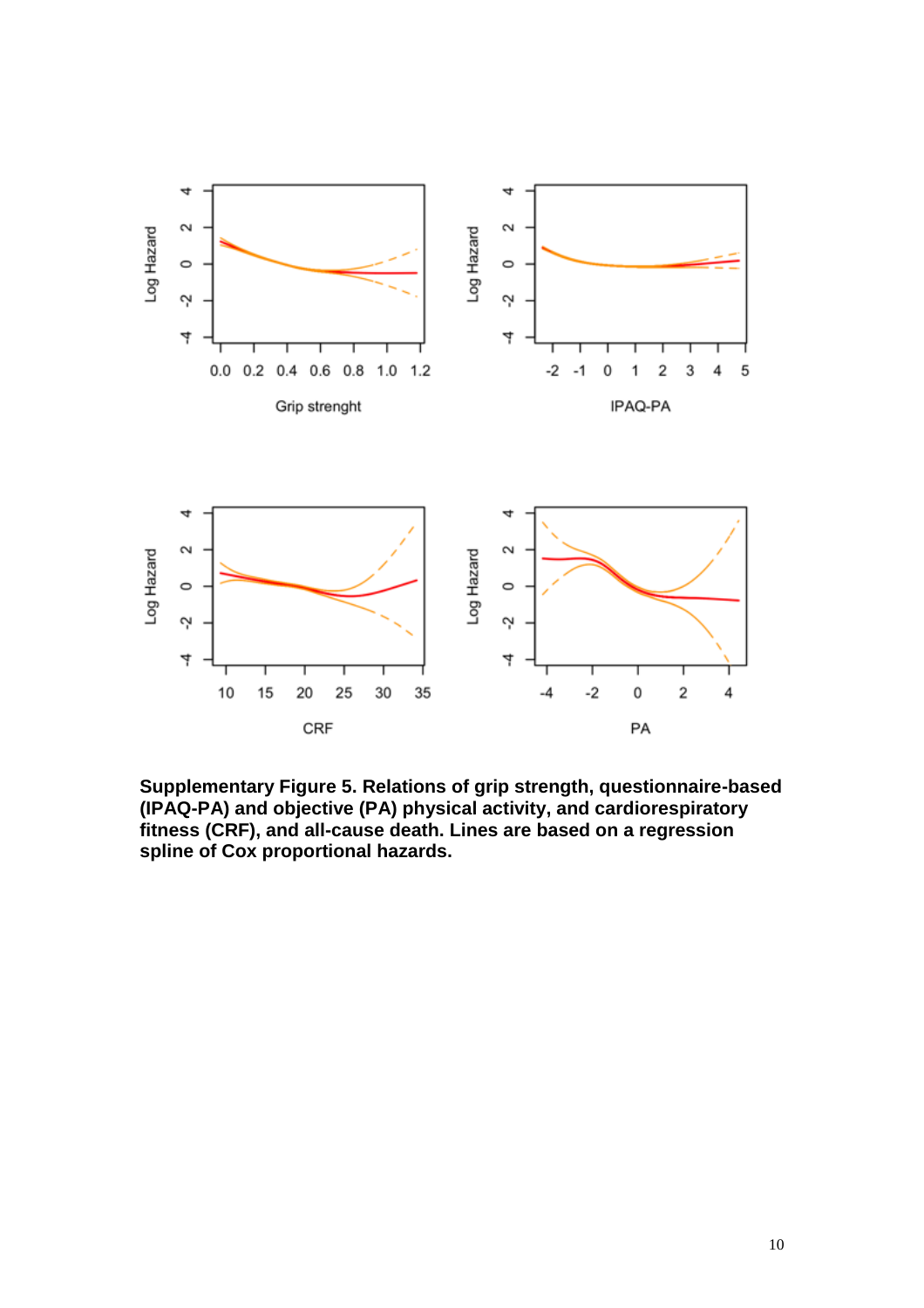**Supplementary Figure 5. Relations of grip strength, questionnaire-based (IPAQ-PA) and objective (PA) physical activity, and cardiorespiratory fitness (CRF), and all-cause death. Lines are based on a regression spline of Cox proportional hazards.**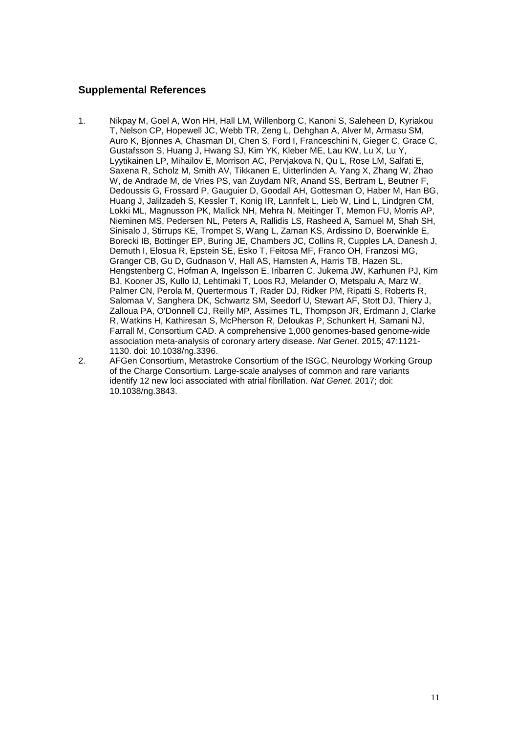## Supplemental References

1. Nikpay M, Goel A, Won HH, Hall LM, Willenborg C, Kanoni S, Saleheen D, Kyriakou T, Nelson CP, Hopewell JC, Webb TR, Zeng L, Dehghan A, Alver M, Armasu SM, Auro K, Bjonnes A, Chasman DI, Chen S, Ford I, Franceschini N, Gieger C, Grace C, Gustafsson S, Huang J, Hwang SJ, Kim YK, Kleber ME, Lau KW, Lu X, Lu Y, Lyytikainen LP, Mihailov E, Morrison AC, Pervjakova N, Qu L, Rose LM, Salfati E, Saxena R, Scholz M, Smith AV, Tikkanen E, Uitterlinden A, Yang X, Zhang W, Zhao W, de Andrade M, de Vries PS, van Zuydam NR, Anand SS, Bertram L, Beutner F, Dedoussis G, Frossard P, Gauguier D, Goodall AH, Gottesman O, Haber M, Han BG, Huang J, Jalilzadeh S, Kessler T, Konig IR, Lannfelt L, Lieb W, Lind L, Lindgren CM, Lokki ML, Magnusson PK, Mallick NH, Mehra N, Meitinger T, Memon FU, Morris AP, Nieminen MS, Pedersen NL, Peters A, Rallidis LS, Rasheed A, Samuel M, Shah SH, Sinisalo J, Stirrups KE, Trompet S, Wang L, Zaman KS, Ardissino D, Boerwinkle E, Borecki IB, Bottinger EP, Buring JE, Chambers JC, Collins R, Cupples LA, Danesh J, Demuth I, Elosua R, Epstein SE, Esko T, Feitosa MF, Franco OH, Franzosi MG, Granger CB, Gu D, Gudnason V, Hall AS, Hamsten A, Harris TB, Hazen SL, Hengstenberg C, Hofman A, Ingelsson E, Iribarren C, Jukema JW, Karhunen PJ, Kim BJ, Kooner JS, Kullo IJ, Lehtimaki T, Loos RJ, Melander O, Metspalu A, Marz W, Palmer CN, Perola M, Quertermous T, Rader DJ, Ridker PM, Ripatti S, Roberts R, Salomaa V, Sanghera DK, Schwartz SM, Seedorf U, Stewart AF, Stott DJ, Thiery J, Zalloua PA, O'Donnell CJ, Reilly MP, Assimes TL, Thompson JR, Erdmann J, Clarke R, Watkins H, Kathiresan S, McPherson R, Deloukas P, Schunkert H, Samani NJ, Farrall M, Consortium CAD. A comprehensive 1,000 genomes-based genome-wide association meta-analysis of coronary artery disease. *Nat Genet*. 2015; 47:1121-1130. doi: 10.1038/ng.3396.
2. AFGen Consortium, Metastroke Consortium of the ISGC, Neurology Working Group of the Charge Consortium. Large-scale analyses of common and rare variants identify 12 new loci associated with atrial fibrillation. *Nat Genet*. 2017; doi: 10.1038/ng.3843.